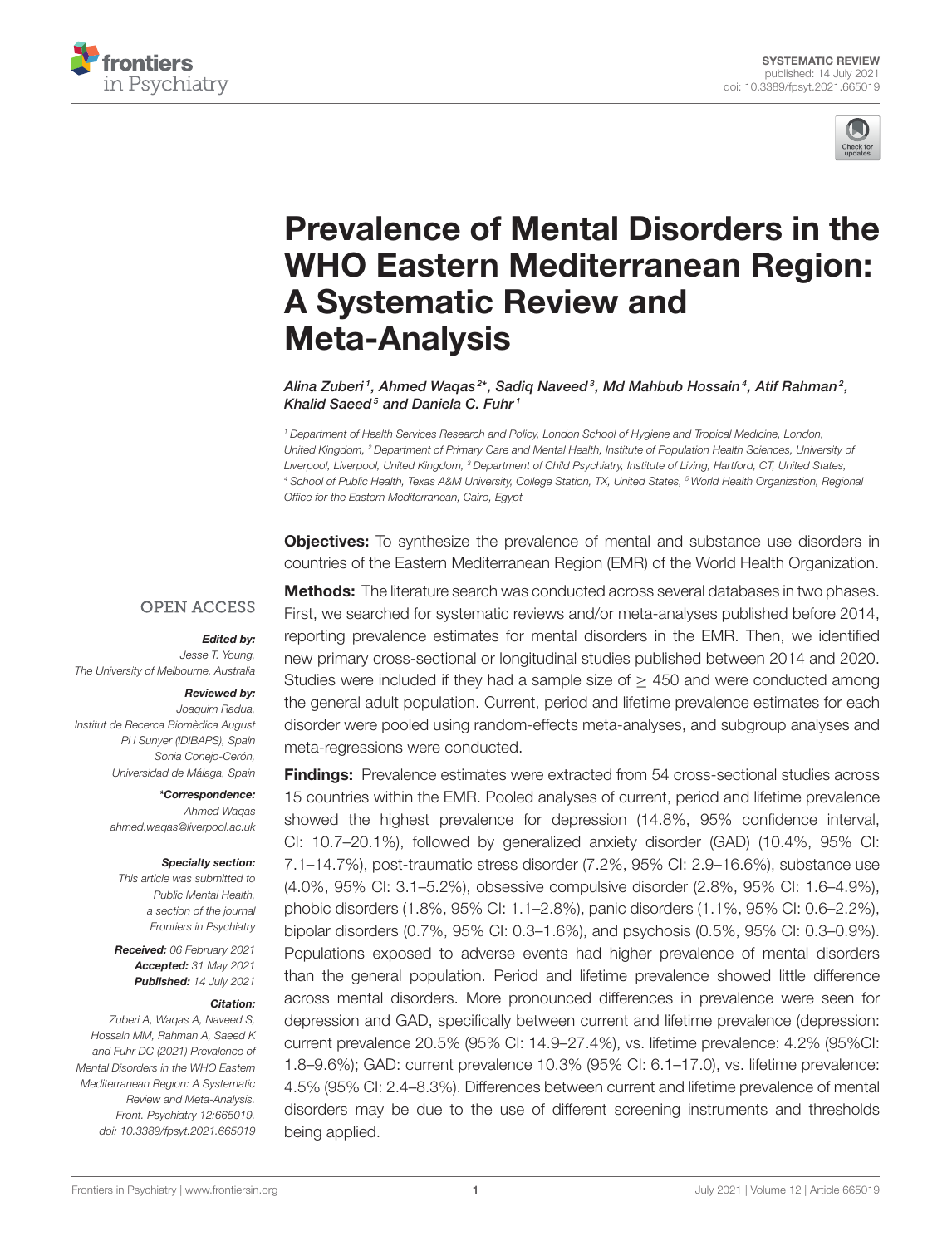SYSTEMATIC REVIEW
published: 14 July 2021
doi: 10.3389/fpsyt.2021.665019

# Prevalence of Mental Disorders in the WHO Eastern Mediterranean Region: A Systematic Review and Meta-Analysis

*Alina Zuberi[1], Ahmed Waqas[2]\*, Sadiq Naveed[3], Md Mahbub Hossain[4], Atif Rahman[2], Khalid Saeed[5] and Daniela C. Fuhr[1]*

[1] Department of Health Services Research and Policy, London School of Hygiene and Tropical Medicine, London, United Kingdom, [2] Department of Primary Care and Mental Health, Institute of Population Health Sciences, University of Liverpool, Liverpool, United Kingdom, [3] Department of Child Psychiatry, Institute of Living, Hartford, CT, United States, [4] School of Public Health, Texas A&M University, College Station, TX, United States, [5] World Health Organization, Regional Office for the Eastern Mediterranean, Cairo, Egypt

OPEN ACCESS

***Edited by:***
*Jesse T. Young,*
*The University of Melbourne, Australia*

***Reviewed by:***
*Joaquim Radua,*
*Institut de Recerca Biomèdica August Pi i Sunyer (IDIBAPS), Spain*
*Sonia Conejo-Cerón,*
*Universidad de Málaga, Spain*

***\*Correspondence:***
*Ahmed Waqas*
*ahmed.waqas@liverpool.ac.uk*

***Specialty section:***
*This article was submitted to Public Mental Health, a section of the journal Frontiers in Psychiatry*

***Received:*** *06 February 2021*
***Accepted:*** *31 May 2021*
***Published:*** *14 July 2021*

***Citation:***
*Zuberi A, Waqas A, Naveed S, Hossain MM, Rahman A, Saeed K and Fuhr DC (2021) Prevalence of Mental Disorders in the WHO Eastern Mediterranean Region: A Systematic Review and Meta-Analysis. Front. Psychiatry 12:665019. doi: 10.3389/fpsyt.2021.665019*

**Objectives:** To synthesize the prevalence of mental and substance use disorders in countries of the Eastern Mediterranean Region (EMR) of the World Health Organization.

**Methods:** The literature search was conducted across several databases in two phases. First, we searched for systematic reviews and/or meta-analyses published before 2014, reporting prevalence estimates for mental disorders in the EMR. Then, we identified new primary cross-sectional or longitudinal studies published between 2014 and 2020. Studies were included if they had a sample size of $\geq$ 450 and were conducted among the general adult population. Current, period and lifetime prevalence estimates for each disorder were pooled using random-effects meta-analyses, and subgroup analyses and meta-regressions were conducted.

**Findings:** Prevalence estimates were extracted from 54 cross-sectional studies across 15 countries within the EMR. Pooled analyses of current, period and lifetime prevalence showed the highest prevalence for depression (14.8%, 95% confidence interval, CI: 10.7–20.1%), followed by generalized anxiety disorder (GAD) (10.4%, 95% CI: 7.1–14.7%), post-traumatic stress disorder (7.2%, 95% CI: 2.9–16.6%), substance use (4.0%, 95% CI: 3.1–5.2%), obsessive compulsive disorder (2.8%, 95% CI: 1.6–4.9%), phobic disorders (1.8%, 95% CI: 1.1–2.8%), panic disorders (1.1%, 95% CI: 0.6–2.2%), bipolar disorders (0.7%, 95% CI: 0.3–1.6%), and psychosis (0.5%, 95% CI: 0.3–0.9%). Populations exposed to adverse events had higher prevalence of mental disorders than the general population. Period and lifetime prevalence showed little difference across mental disorders. More pronounced differences in prevalence were seen for depression and GAD, specifically between current and lifetime prevalence (depression: current prevalence 20.5% (95% CI: 14.9–27.4%), vs. lifetime prevalence: 4.2% (95%CI: 1.8–9.6%); GAD: current prevalence 10.3% (95% CI: 6.1–17.0), vs. lifetime prevalence: 4.5% (95% CI: 2.4–8.3%). Differences between current and lifetime prevalence of mental disorders may be due to the use of different screening instruments and thresholds being applied.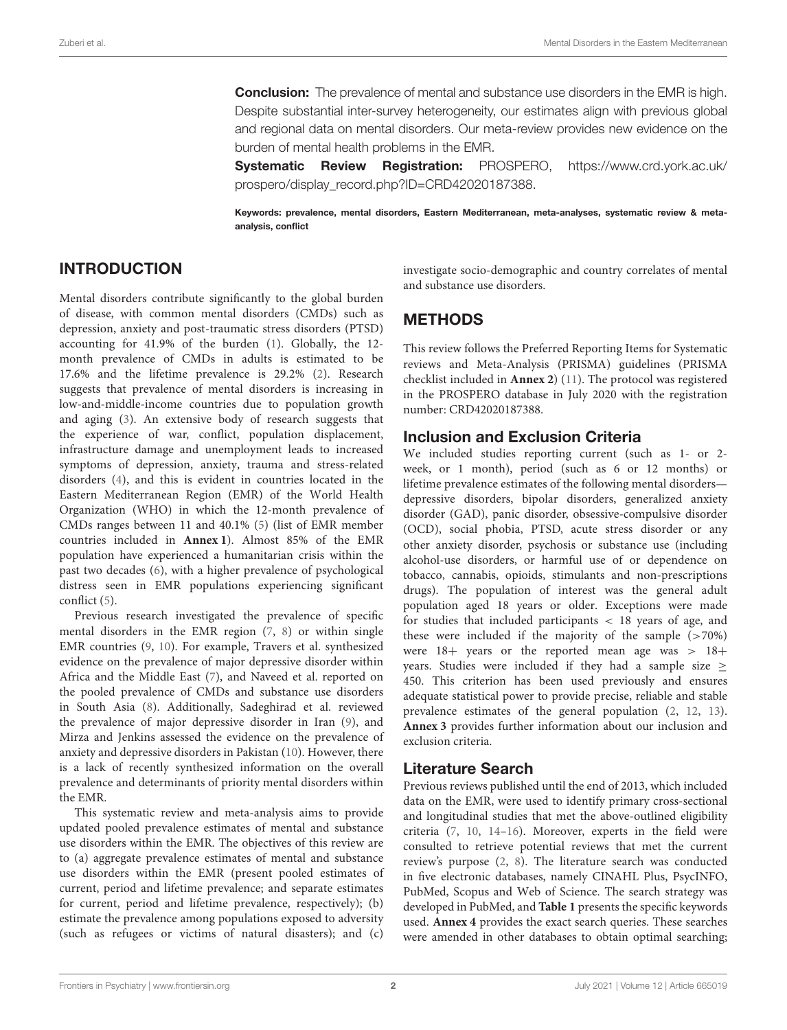**Conclusion:** The prevalence of mental and substance use disorders in the EMR is high. Despite substantial inter-survey heterogeneity, our estimates align with previous global and regional data on mental disorders. Our meta-review provides new evidence on the burden of mental health problems in the EMR.

**Systematic Review Registration:** PROSPERO, https://www.crd.york.ac.uk/prospero/display_record.php?ID=CRD42020187388.

**Keywords: prevalence, mental disorders, Eastern Mediterranean, meta-analyses, systematic review & meta-analysis, conflict**

## INTRODUCTION

Mental disorders contribute significantly to the global burden of disease, with common mental disorders (CMDs) such as depression, anxiety and post-traumatic stress disorders (PTSD) accounting for 41.9% of the burden (1). Globally, the 12-month prevalence of CMDs in adults is estimated to be 17.6% and the lifetime prevalence is 29.2% (2). Research suggests that prevalence of mental disorders is increasing in low-and-middle-income countries due to population growth and aging (3). An extensive body of research suggests that the experience of war, conflict, population displacement, infrastructure damage and unemployment leads to increased symptoms of depression, anxiety, trauma and stress-related disorders (4), and this is evident in countries located in the Eastern Mediterranean Region (EMR) of the World Health Organization (WHO) in which the 12-month prevalence of CMDs ranges between 11 and 40.1% (5) (list of EMR member countries included in **Annex 1**). Almost 85% of the EMR population have experienced a humanitarian crisis within the past two decades (6), with a higher prevalence of psychological distress seen in EMR populations experiencing significant conflict (5).

Previous research investigated the prevalence of specific mental disorders in the EMR region (7, 8) or within single EMR countries (9, 10). For example, Travers et al. synthesized evidence on the prevalence of major depressive disorder within Africa and the Middle East (7), and Naveed et al. reported on the pooled prevalence of CMDs and substance use disorders in South Asia (8). Additionally, Sadeghirad et al. reviewed the prevalence of major depressive disorder in Iran (9), and Mirza and Jenkins assessed the evidence on the prevalence of anxiety and depressive disorders in Pakistan (10). However, there is a lack of recently synthesized information on the overall prevalence and determinants of priority mental disorders within the EMR.

This systematic review and meta-analysis aims to provide updated pooled prevalence estimates of mental and substance use disorders within the EMR. The objectives of this review are to (a) aggregate prevalence estimates of mental and substance use disorders within the EMR (present pooled estimates of current, period and lifetime prevalence; and separate estimates for current, period and lifetime prevalence, respectively); (b) estimate the prevalence among populations exposed to adversity (such as refugees or victims of natural disasters); and (c) investigate socio-demographic and country correlates of mental and substance use disorders.

## METHODS

This review follows the Preferred Reporting Items for Systematic reviews and Meta-Analysis (PRISMA) guidelines (PRISMA checklist included in **Annex 2**) (11). The protocol was registered in the PROSPERO database in July 2020 with the registration number: CRD42020187388.

### Inclusion and Exclusion Criteria

We included studies reporting current (such as 1- or 2-week, or 1 month), period (such as 6 or 12 months) or lifetime prevalence estimates of the following mental disorders—depressive disorders, bipolar disorders, generalized anxiety disorder (GAD), panic disorder, obsessive-compulsive disorder (OCD), social phobia, PTSD, acute stress disorder or any other anxiety disorder, psychosis or substance use (including alcohol-use disorders, or harmful use of or dependence on tobacco, cannabis, opioids, stimulants and non-prescriptions drugs). The population of interest was the general adult population aged 18 years or older. Exceptions were made for studies that included participants $< 18$ years of age, and these were included if the majority of the sample ($>70\%$) were 18+ years or the reported mean age was $> 18+$ years. Studies were included if they had a sample size $\geq 450$. This criterion has been used previously and ensures adequate statistical power to provide precise, reliable and stable prevalence estimates of the general population (2, 12, 13). **Annex 3** provides further information about our inclusion and exclusion criteria.

### Literature Search

Previous reviews published until the end of 2013, which included data on the EMR, were used to identify primary cross-sectional and longitudinal studies that met the above-outlined eligibility criteria (7, 10, 14–16). Moreover, experts in the field were consulted to retrieve potential reviews that met the current review's purpose (2, 8). The literature search was conducted in five electronic databases, namely CINAHL Plus, PsycINFO, PubMed, Scopus and Web of Science. The search strategy was developed in PubMed, and **Table 1** presents the specific keywords used. **Annex 4** provides the exact search queries. These searches were amended in other databases to obtain optimal searching;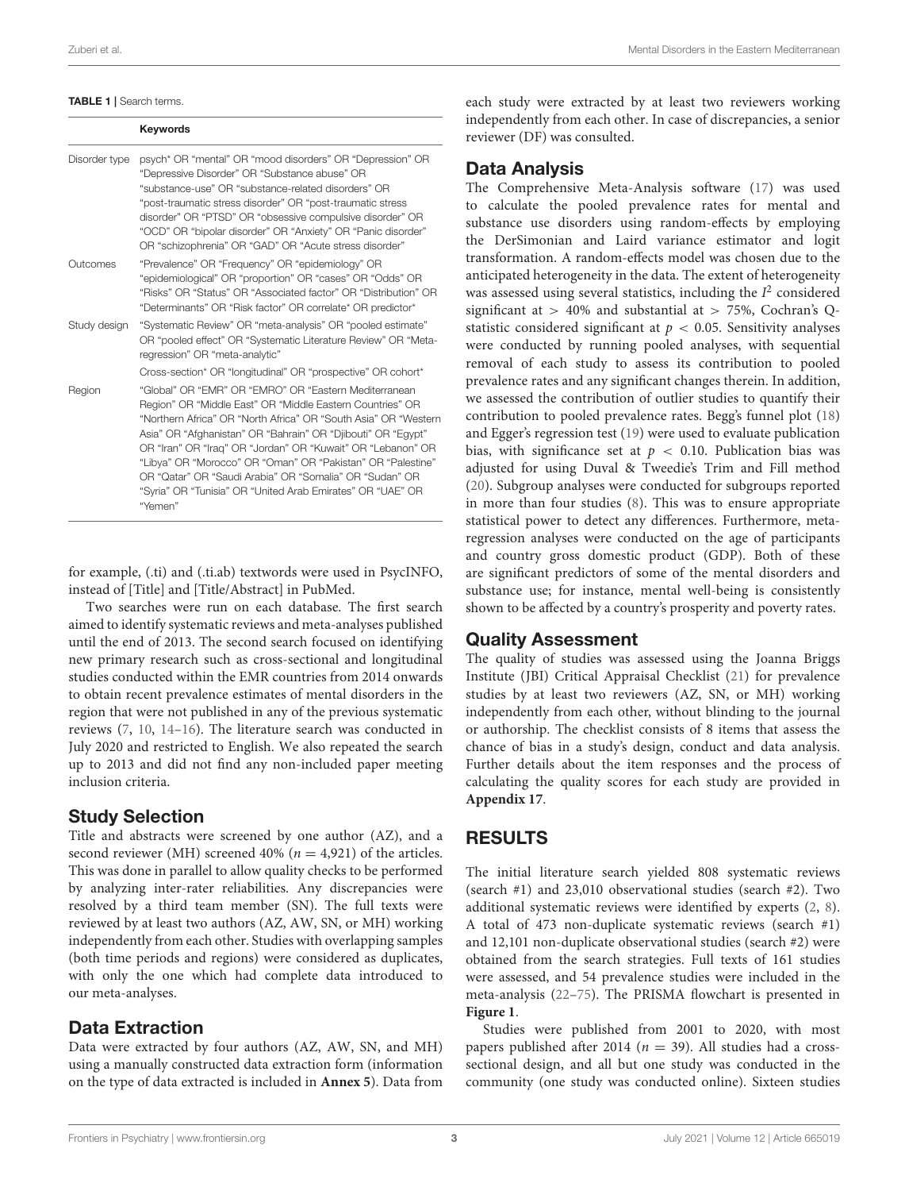**TABLE 1** | Search terms.

| | Keywords |
|---|---|
| Disorder type | psych* OR "mental" OR "mood disorders" OR "Depression" OR "Depressive Disorder" OR "Substance abuse" OR "substance-use" OR "substance-related disorders" OR "post-traumatic stress disorder" OR "post-traumatic stress disorder" OR "PTSD" OR "obsessive compulsive disorder" OR "OCD" OR "bipolar disorder" OR "Anxiety" OR "Panic disorder" OR "schizophrenia" OR "GAD" OR "Acute stress disorder" |
| Outcomes | "Prevalence" OR "Frequency" OR "epidemiology" OR "epidemiological" OR "proportion" OR "cases" OR "Odds" OR "Risks" OR "Status" OR "Associated factor" OR "Distribution" OR "Determinants" OR "Risk factor" OR correlate* OR predictor* |
| Study design | "Systematic Review" OR "meta-analysis" OR "pooled estimate" OR "pooled effect" OR "Systematic Literature Review" OR "Meta-regression" OR "meta-analytic" |
| | Cross-section* OR "longitudinal" OR "prospective" OR cohort* |
| Region | "Global" OR "EMR" OR "EMRO" OR "Eastern Mediterranean Region" OR "Middle East" OR "Middle Eastern Countries" OR "Northern Africa" OR "North Africa" OR "South Asia" OR "Western Asia" OR "Afghanistan" OR "Bahrain" OR "Djibouti" OR "Egypt" OR "Iran" OR "Iraq" OR "Jordan" OR "Kuwait" OR "Lebanon" OR "Libya" OR "Morocco" OR "Oman" OR "Pakistan" OR "Palestine" OR "Qatar" OR "Saudi Arabia" OR "Somalia" OR "Sudan" OR "Syria" OR "Tunisia" OR "United Arab Emirates" OR "UAE" OR "Yemen" |

for example, (.ti) and (.ti.ab) textwords were used in PsycINFO, instead of [Title] and [Title/Abstract] in PubMed.

Two searches were run on each database. The first search aimed to identify systematic reviews and meta-analyses published until the end of 2013. The second search focused on identifying new primary research such as cross-sectional and longitudinal studies conducted within the EMR countries from 2014 onwards to obtain recent prevalence estimates of mental disorders in the region that were not published in any of the previous systematic reviews (7, 10, 14–16). The literature search was conducted in July 2020 and restricted to English. We also repeated the search up to 2013 and did not find any non-included paper meeting inclusion criteria.

## Study Selection

Title and abstracts were screened by one author (AZ), and a second reviewer (MH) screened 40% ($n = 4,921$) of the articles. This was done in parallel to allow quality checks to be performed by analyzing inter-rater reliabilities. Any discrepancies were resolved by a third team member (SN). The full texts were reviewed by at least two authors (AZ, AW, SN, or MH) working independently from each other. Studies with overlapping samples (both time periods and regions) were considered as duplicates, with only the one which had complete data introduced to our meta-analyses.

## Data Extraction

Data were extracted by four authors (AZ, AW, SN, and MH) using a manually constructed data extraction form (information on the type of data extracted is included in **Annex 5**). Data from each study were extracted by at least two reviewers working independently from each other. In case of discrepancies, a senior reviewer (DF) was consulted.

## Data Analysis

The Comprehensive Meta-Analysis software (17) was used to calculate the pooled prevalence rates for mental and substance use disorders using random-effects by employing the DerSimonian and Laird variance estimator and logit transformation. A random-effects model was chosen due to the anticipated heterogeneity in the data. The extent of heterogeneity was assessed using several statistics, including the $I^2$ considered significant at $> 40\%$ and substantial at $> 75\%$, Cochran's Q-statistic considered significant at $p < 0.05$. Sensitivity analyses were conducted by running pooled analyses, with sequential removal of each study to assess its contribution to pooled prevalence rates and any significant changes therein. In addition, we assessed the contribution of outlier studies to quantify their contribution to pooled prevalence rates. Begg's funnel plot (18) and Egger's regression test (19) were used to evaluate publication bias, with significance set at $p < 0.10$. Publication bias was adjusted for using Duval & Tweedie's Trim and Fill method (20). Subgroup analyses were conducted for subgroups reported in more than four studies (8). This was to ensure appropriate statistical power to detect any differences. Furthermore, meta-regression analyses were conducted on the age of participants and country gross domestic product (GDP). Both of these are significant predictors of some of the mental disorders and substance use; for instance, mental well-being is consistently shown to be affected by a country's prosperity and poverty rates.

## Quality Assessment

The quality of studies was assessed using the Joanna Briggs Institute (JBI) Critical Appraisal Checklist (21) for prevalence studies by at least two reviewers (AZ, SN, or MH) working independently from each other, without blinding to the journal or authorship. The checklist consists of 8 items that assess the chance of bias in a study's design, conduct and data analysis. Further details about the item responses and the process of calculating the quality scores for each study are provided in **Appendix 17**.

# RESULTS

The initial literature search yielded 808 systematic reviews (search #1) and 23,010 observational studies (search #2). Two additional systematic reviews were identified by experts (2, 8). A total of 473 non-duplicate systematic reviews (search #1) and 12,101 non-duplicate observational studies (search #2) were obtained from the search strategies. Full texts of 161 studies were assessed, and 54 prevalence studies were included in the meta-analysis (22–75). The PRISMA flowchart is presented in **Figure 1**.

Studies were published from 2001 to 2020, with most papers published after 2014 ($n = 39$). All studies had a cross-sectional design, and all but one study was conducted in the community (one study was conducted online). Sixteen studies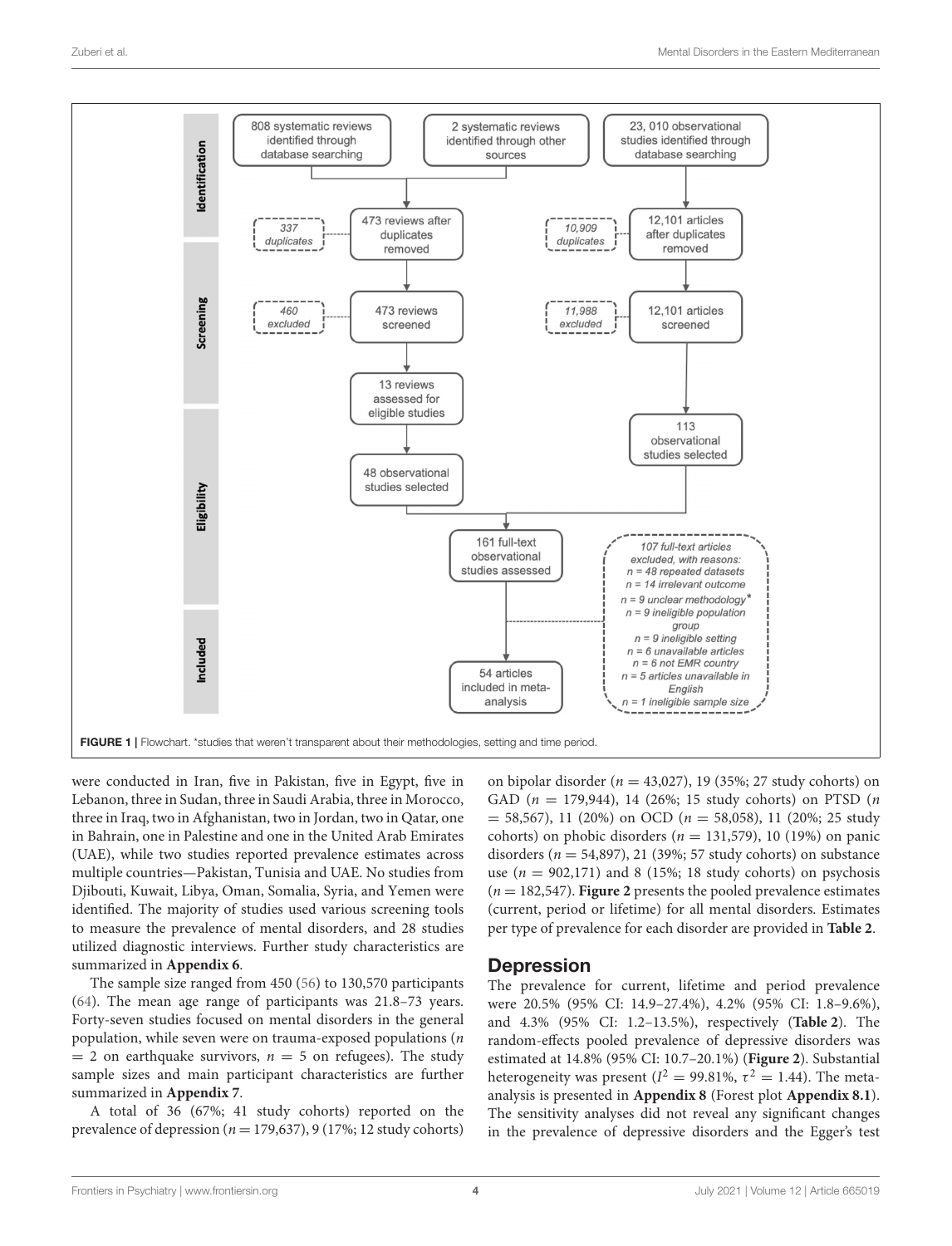FIGURE 1 | Flowchart. *studies that weren't transparent about their methodologies, setting and time period.

were conducted in Iran, five in Pakistan, five in Egypt, five in Lebanon, three in Sudan, three in Saudi Arabia, three in Morocco, three in Iraq, two in Afghanistan, two in Jordan, two in Qatar, one in Bahrain, one in Palestine and one in the United Arab Emirates (UAE), while two studies reported prevalence estimates across multiple countries—Pakistan, Tunisia and UAE. No studies from Djibouti, Kuwait, Libya, Oman, Somalia, Syria, and Yemen were identified. The majority of studies used various screening tools to measure the prevalence of mental disorders, and 28 studies utilized diagnostic interviews. Further study characteristics are summarized in **Appendix 6**.

The sample size ranged from 450 (56) to 130,570 participants (64). The mean age range of participants was 21.8–73 years. Forty-seven studies focused on mental disorders in the general population, while seven were on trauma-exposed populations ($n = 2$ on earthquake survivors, $n = 5$ on refugees). The study sample sizes and main participant characteristics are further summarized in **Appendix 7**.

A total of 36 (67%; 41 study cohorts) reported on the prevalence of depression ($n = 179,637$), 9 (17%; 12 study cohorts) on bipolar disorder ($n = 43,027$), 19 (35%; 27 study cohorts) on GAD ($n = 179,944$), 14 (26%; 15 study cohorts) on PTSD ($n = 58,567$), 11 (20%) on OCD ($n = 58,058$), 11 (20%; 25 study cohorts) on phobic disorders ($n = 131,579$), 10 (19%) on panic disorders ($n = 54,897$), 21 (39%; 57 study cohorts) on substance use ($n = 902,171$) and 8 (15%; 18 study cohorts) on psychosis ($n = 182,547$). **Figure 2** presents the pooled prevalence estimates (current, period or lifetime) for all mental disorders. Estimates per type of prevalence for each disorder are provided in **Table 2**.

## Depression

The prevalence for current, lifetime and period prevalence were 20.5% (95% CI: 14.9–27.4%), 4.2% (95% CI: 1.8–9.6%), and 4.3% (95% CI: 1.2–13.5%), respectively (**Table 2**). The random-effects pooled prevalence of depressive disorders was estimated at 14.8% (95% CI: 10.7–20.1%) (**Figure 2**). Substantial heterogeneity was present ($I^2 = 99.81\%$, $\tau^2 = 1.44$). The meta-analysis is presented in **Appendix 8** (Forest plot **Appendix 8.1**). The sensitivity analyses did not reveal any significant changes in the prevalence of depressive disorders and the Egger's test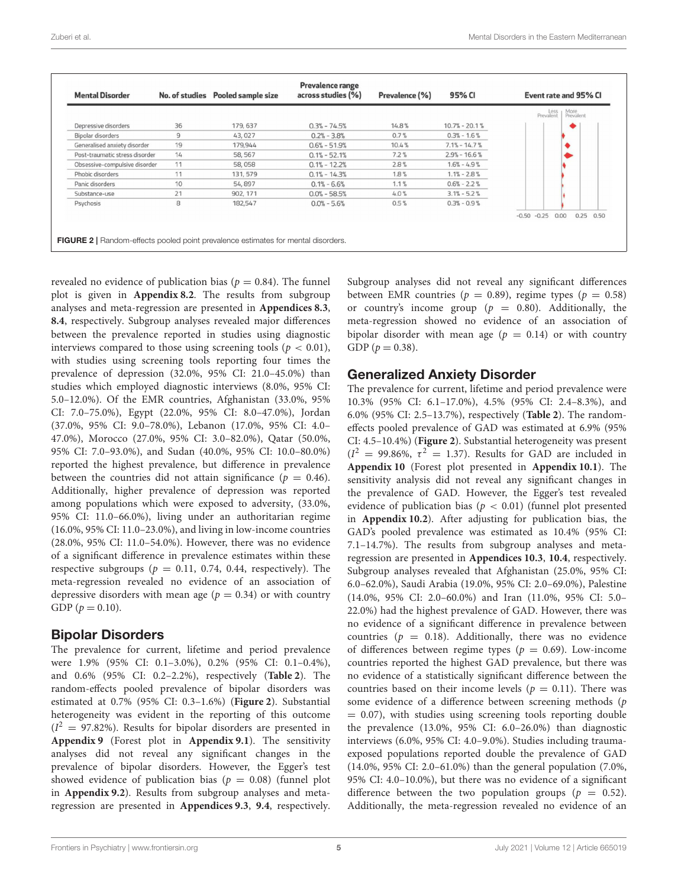| Mental Disorder | No. of studies | Pooled sample size | Prevalence range across studies (%) | Prevalence (%) | 95% CI | Event rate and 95% CI |
|---|---|---|---|---|---|---|
| Depressive disorders | 36 | 179, 637 | 0.3% - 74.5% | 14.8% | 10.7% - 20.1% | |
| Bipolar disorders | 9 | 43, 027 | 0.2% - 3.8% | 0.7% | 0.3% - 1.6% | |
| Generalised anxiety disorder | 19 | 179,944 | 0.6% - 51.9% | 10.4% | 7.1% - 14.7% | |
| Post-traumatic stress disorder | 14 | 58, 567 | 0.1% - 52.1% | 7.2% | 2.9% - 16.6% | |
| Obsessive-compulsive disorder | 11 | 58, 058 | 0.1% - 12.2% | 2.8% | 1.6% - 4.9% | |
| Phobic disorders | 11 | 131, 579 | 0.1% - 14.3% | 1.8% | 1.1% - 2.8% | |
| Panic disorders | 10 | 54, 897 | 0.1% - 6.6% | 1.1% | 0.6% - 2.2% | |
| Substance-use | 21 | 902, 171 | 0.0% - 58.5% | 4.0% | 3.1% - 5.2% | |
| Psychosis | 8 | 182,547 | 0.0% - 5.6% | 0.5% | 0.3% - 0.9% | |

**FIGURE 2** | Random-effects pooled point prevalence estimates for mental disorders.

revealed no evidence of publication bias ($p = 0.84$). The funnel plot is given in **Appendix 8.2**. The results from subgroup analyses and meta-regression are presented in **Appendices 8.3**, **8.4**, respectively. Subgroup analyses revealed major differences between the prevalence reported in studies using diagnostic interviews compared to those using screening tools ($p < 0.01$), with studies using screening tools reporting four times the prevalence of depression (32.0%, 95% CI: 21.0–45.0%) than studies which employed diagnostic interviews (8.0%, 95% CI: 5.0–12.0%). Of the EMR countries, Afghanistan (33.0%, 95% CI: 7.0–75.0%), Egypt (22.0%, 95% CI: 8.0–47.0%), Jordan (37.0%, 95% CI: 9.0–78.0%), Lebanon (17.0%, 95% CI: 4.0–47.0%), Morocco (27.0%, 95% CI: 3.0–82.0%), Qatar (50.0%, 95% CI: 7.0–93.0%), and Sudan (40.0%, 95% CI: 10.0–80.0%) reported the highest prevalence, but difference in prevalence between the countries did not attain significance ($p = 0.46$). Additionally, higher prevalence of depression was reported among populations which were exposed to adversity, (33.0%, 95% CI: 11.0–66.0%), living under an authoritarian regime (16.0%, 95% CI: 11.0–23.0%), and living in low-income countries (28.0%, 95% CI: 11.0–54.0%). However, there was no evidence of a significant difference in prevalence estimates within these respective subgroups ($p = 0.11$, 0.74, 0.44, respectively). The meta-regression revealed no evidence of an association of depressive disorders with mean age ($p = 0.34$) or with country GDP ($p = 0.10$).

## Bipolar Disorders

The prevalence for current, lifetime and period prevalence were 1.9% (95% CI: 0.1–3.0%), 0.2% (95% CI: 0.1–0.4%), and 0.6% (95% CI: 0.2–2.2%), respectively (**Table 2**). The random-effects pooled prevalence of bipolar disorders was estimated at 0.7% (95% CI: 0.3–1.6%) (**Figure 2**). Substantial heterogeneity was evident in the reporting of this outcome ($I^2 = 97.82\%$). Results for bipolar disorders are presented in **Appendix 9** (Forest plot in **Appendix 9.1**). The sensitivity analyses did not reveal any significant changes in the prevalence of bipolar disorders. However, the Egger's test showed evidence of publication bias ($p = 0.08$) (funnel plot in **Appendix 9.2**). Results from subgroup analyses and meta-regression are presented in **Appendices 9.3**, **9.4**, respectively. Subgroup analyses did not reveal any significant differences between EMR countries ($p = 0.89$), regime types ($p = 0.58$) or country's income group ($p = 0.80$). Additionally, the meta-regression showed no evidence of an association of bipolar disorder with mean age ($p = 0.14$) or with country GDP ($p = 0.38$).

## Generalized Anxiety Disorder

The prevalence for current, lifetime and period prevalence were 10.3% (95% CI: 6.1–17.0%), 4.5% (95% CI: 2.4–8.3%), and 6.0% (95% CI: 2.5–13.7%), respectively (**Table 2**). The random-effects pooled prevalence of GAD was estimated at 6.9% (95% CI: 4.5–10.4%) (**Figure 2**). Substantial heterogeneity was present ($I^2 = 99.86\%$, $\tau^2 = 1.37$). Results for GAD are included in **Appendix 10** (Forest plot presented in **Appendix 10.1**). The sensitivity analysis did not reveal any significant changes in the prevalence of GAD. However, the Egger's test revealed evidence of publication bias ($p < 0.01$) (funnel plot presented in **Appendix 10.2**). After adjusting for publication bias, the GAD's pooled prevalence was estimated as 10.4% (95% CI: 7.1–14.7%). The results from subgroup analyses and meta-regression are presented in **Appendices 10.3**, **10.4**, respectively. Subgroup analyses revealed that Afghanistan (25.0%, 95% CI: 6.0–62.0%), Saudi Arabia (19.0%, 95% CI: 2.0–69.0%), Palestine (14.0%, 95% CI: 2.0–60.0%) and Iran (11.0%, 95% CI: 5.0–22.0%) had the highest prevalence of GAD. However, there was no evidence of a significant difference in prevalence between countries ($p = 0.18$). Additionally, there was no evidence of differences between regime types ($p = 0.69$). Low-income countries reported the highest GAD prevalence, but there was no evidence of a statistically significant difference between the countries based on their income levels ($p = 0.11$). There was some evidence of a difference between screening methods ($p = 0.07$), with studies using screening tools reporting double the prevalence (13.0%, 95% CI: 6.0–26.0%) than diagnostic interviews (6.0%, 95% CI: 4.0–9.0%). Studies including trauma-exposed populations reported double the prevalence of GAD (14.0%, 95% CI: 2.0–61.0%) than the general population (7.0%, 95% CI: 4.0–10.0%), but there was no evidence of a significant difference between the two population groups ($p = 0.52$). Additionally, the meta-regression revealed no evidence of an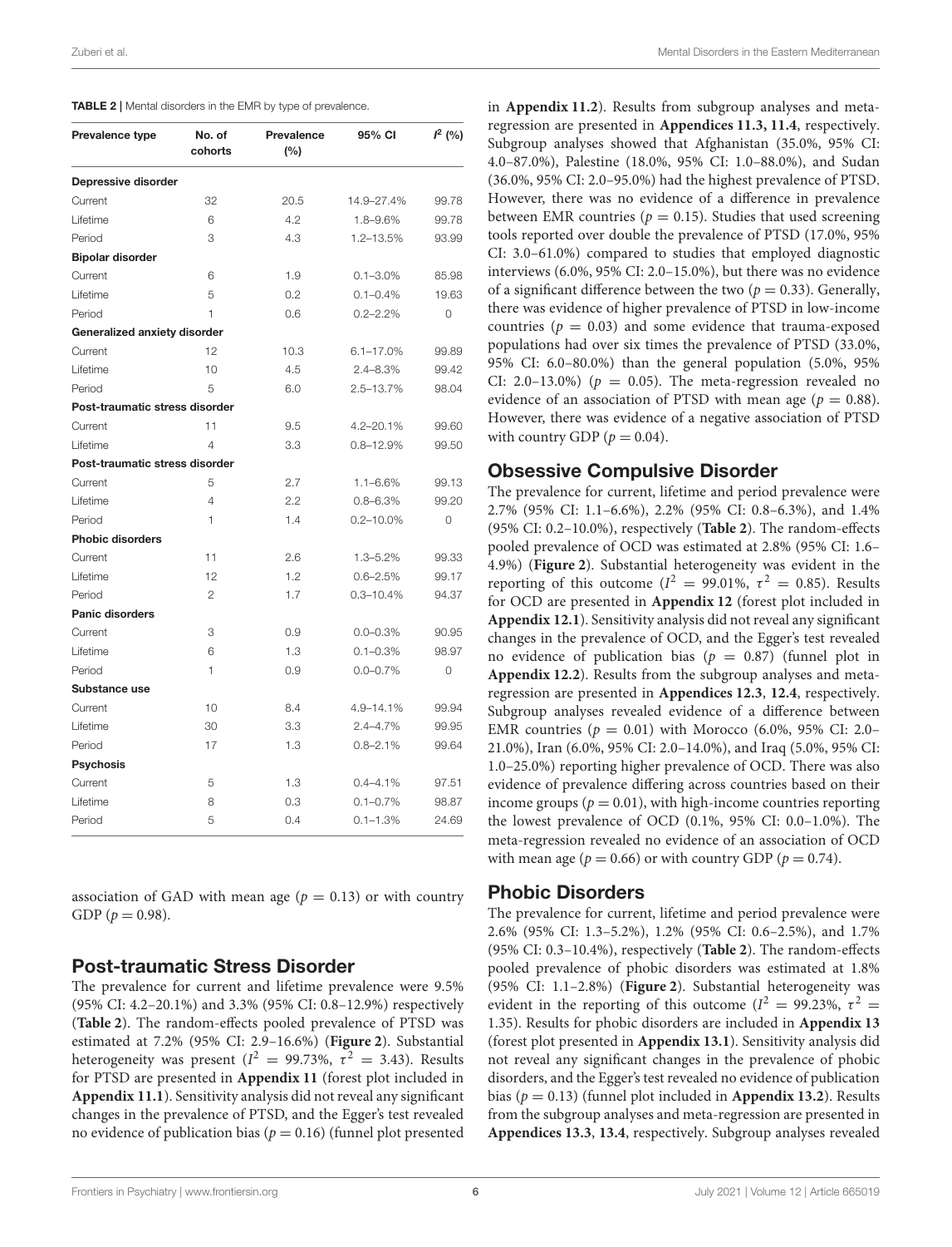**TABLE 2** | Mental disorders in the EMR by type of prevalence.

| Prevalence type | No. of cohorts | Prevalence (%) | 95% CI | $I^2$ (%) |
|---|---|---|---|---|
| **Depressive disorder** | | | | |
| Current | 32 | 20.5 | 14.9–27.4% | 99.78 |
| Lifetime | 6 | 4.2 | 1.8–9.6% | 99.78 |
| Period | 3 | 4.3 | 1.2–13.5% | 93.99 |
| **Bipolar disorder** | | | | |
| Current | 6 | 1.9 | 0.1–3.0% | 85.98 |
| Lifetime | 5 | 0.2 | 0.1–0.4% | 19.63 |
| Period | 1 | 0.6 | 0.2–2.2% | 0 |
| **Generalized anxiety disorder** | | | | |
| Current | 12 | 10.3 | 6.1–17.0% | 99.89 |
| Lifetime | 10 | 4.5 | 2.4–8.3% | 99.42 |
| Period | 5 | 6.0 | 2.5–13.7% | 98.04 |
| **Post-traumatic stress disorder** | | | | |
| Current | 11 | 9.5 | 4.2–20.1% | 99.60 |
| Lifetime | 4 | 3.3 | 0.8–12.9% | 99.50 |
| **Post-traumatic stress disorder** | | | | |
| Current | 5 | 2.7 | 1.1–6.6% | 99.13 |
| Lifetime | 4 | 2.2 | 0.8–6.3% | 99.20 |
| Period | 1 | 1.4 | 0.2–10.0% | 0 |
| **Phobic disorders** | | | | |
| Current | 11 | 2.6 | 1.3–5.2% | 99.33 |
| Lifetime | 12 | 1.2 | 0.6–2.5% | 99.17 |
| Period | 2 | 1.7 | 0.3–10.4% | 94.37 |
| **Panic disorders** | | | | |
| Current | 3 | 0.9 | 0.0–0.3% | 90.95 |
| Lifetime | 6 | 1.3 | 0.1–0.3% | 98.97 |
| Period | 1 | 0.9 | 0.0–0.7% | 0 |
| **Substance use** | | | | |
| Current | 10 | 8.4 | 4.9–14.1% | 99.94 |
| Lifetime | 30 | 3.3 | 2.4–4.7% | 99.95 |
| Period | 17 | 1.3 | 0.8–2.1% | 99.64 |
| **Psychosis** | | | | |
| Current | 5 | 1.3 | 0.4–4.1% | 97.51 |
| Lifetime | 8 | 0.3 | 0.1–0.7% | 98.87 |
| Period | 5 | 0.4 | 0.1–1.3% | 24.69 |

association of GAD with mean age ($p = 0.13$) or with country GDP ($p = 0.98$).

## Post-traumatic Stress Disorder

The prevalence for current and lifetime prevalence were 9.5% (95% CI: 4.2–20.1%) and 3.3% (95% CI: 0.8–12.9%) respectively (**Table 2**). The random-effects pooled prevalence of PTSD was estimated at 7.2% (95% CI: 2.9–16.6%) (**Figure 2**). Substantial heterogeneity was present ($I^2 = 99.73\%$, $\tau^2 = 3.43$). Results for PTSD are presented in **Appendix 11** (forest plot included in **Appendix 11.1**). Sensitivity analysis did not reveal any significant changes in the prevalence of PTSD, and the Egger's test revealed no evidence of publication bias ($p = 0.16$) (funnel plot presented in **Appendix 11.2**). Results from subgroup analyses and meta-regression are presented in **Appendices 11.3, 11.4**, respectively. Subgroup analyses showed that Afghanistan (35.0%, 95% CI: 4.0–87.0%), Palestine (18.0%, 95% CI: 1.0–88.0%), and Sudan (36.0%, 95% CI: 2.0–95.0%) had the highest prevalence of PTSD. However, there was no evidence of a difference in prevalence between EMR countries ($p = 0.15$). Studies that used screening tools reported over double the prevalence of PTSD (17.0%, 95% CI: 3.0–61.0%) compared to studies that employed diagnostic interviews (6.0%, 95% CI: 2.0–15.0%), but there was no evidence of a significant difference between the two ($p = 0.33$). Generally, there was evidence of higher prevalence of PTSD in low-income countries ($p = 0.03$) and some evidence that trauma-exposed populations had over six times the prevalence of PTSD (33.0%, 95% CI: 6.0–80.0%) than the general population (5.0%, 95% CI: 2.0–13.0%) ($p = 0.05$). The meta-regression revealed no evidence of an association of PTSD with mean age ($p = 0.88$). However, there was evidence of a negative association of PTSD with country GDP ($p = 0.04$).

## Obsessive Compulsive Disorder

The prevalence for current, lifetime and period prevalence were 2.7% (95% CI: 1.1–6.6%), 2.2% (95% CI: 0.8–6.3%), and 1.4% (95% CI: 0.2–10.0%), respectively (**Table 2**). The random-effects pooled prevalence of OCD was estimated at 2.8% (95% CI: 1.6–4.9%) (**Figure 2**). Substantial heterogeneity was evident in the reporting of this outcome ($I^2 = 99.01\%$, $\tau^2 = 0.85$). Results for OCD are presented in **Appendix 12** (forest plot included in **Appendix 12.1**). Sensitivity analysis did not reveal any significant changes in the prevalence of OCD, and the Egger's test revealed no evidence of publication bias ($p = 0.87$) (funnel plot in **Appendix 12.2**). Results from the subgroup analyses and meta-regression are presented in **Appendices 12.3, 12.4**, respectively. Subgroup analyses revealed evidence of a difference between EMR countries ($p = 0.01$) with Morocco (6.0%, 95% CI: 2.0–21.0%), Iran (6.0%, 95% CI: 2.0–14.0%), and Iraq (5.0%, 95% CI: 1.0–25.0%) reporting higher prevalence of OCD. There was also evidence of prevalence differing across countries based on their income groups ($p = 0.01$), with high-income countries reporting the lowest prevalence of OCD (0.1%, 95% CI: 0.0–1.0%). The meta-regression revealed no evidence of an association of OCD with mean age ($p = 0.66$) or with country GDP ($p = 0.74$).

## Phobic Disorders

The prevalence for current, lifetime and period prevalence were 2.6% (95% CI: 1.3–5.2%), 1.2% (95% CI: 0.6–2.5%), and 1.7% (95% CI: 0.3–10.4%), respectively (**Table 2**). The random-effects pooled prevalence of phobic disorders was estimated at 1.8% (95% CI: 1.1–2.8%) (**Figure 2**). Substantial heterogeneity was evident in the reporting of this outcome ($I^2 = 99.23\%$, $\tau^2 = 1.35$). Results for phobic disorders are included in **Appendix 13** (forest plot presented in **Appendix 13.1**). Sensitivity analysis did not reveal any significant changes in the prevalence of phobic disorders, and the Egger's test revealed no evidence of publication bias ($p = 0.13$) (funnel plot included in **Appendix 13.2**). Results from the subgroup analyses and meta-regression are presented in **Appendices 13.3, 13.4**, respectively. Subgroup analyses revealed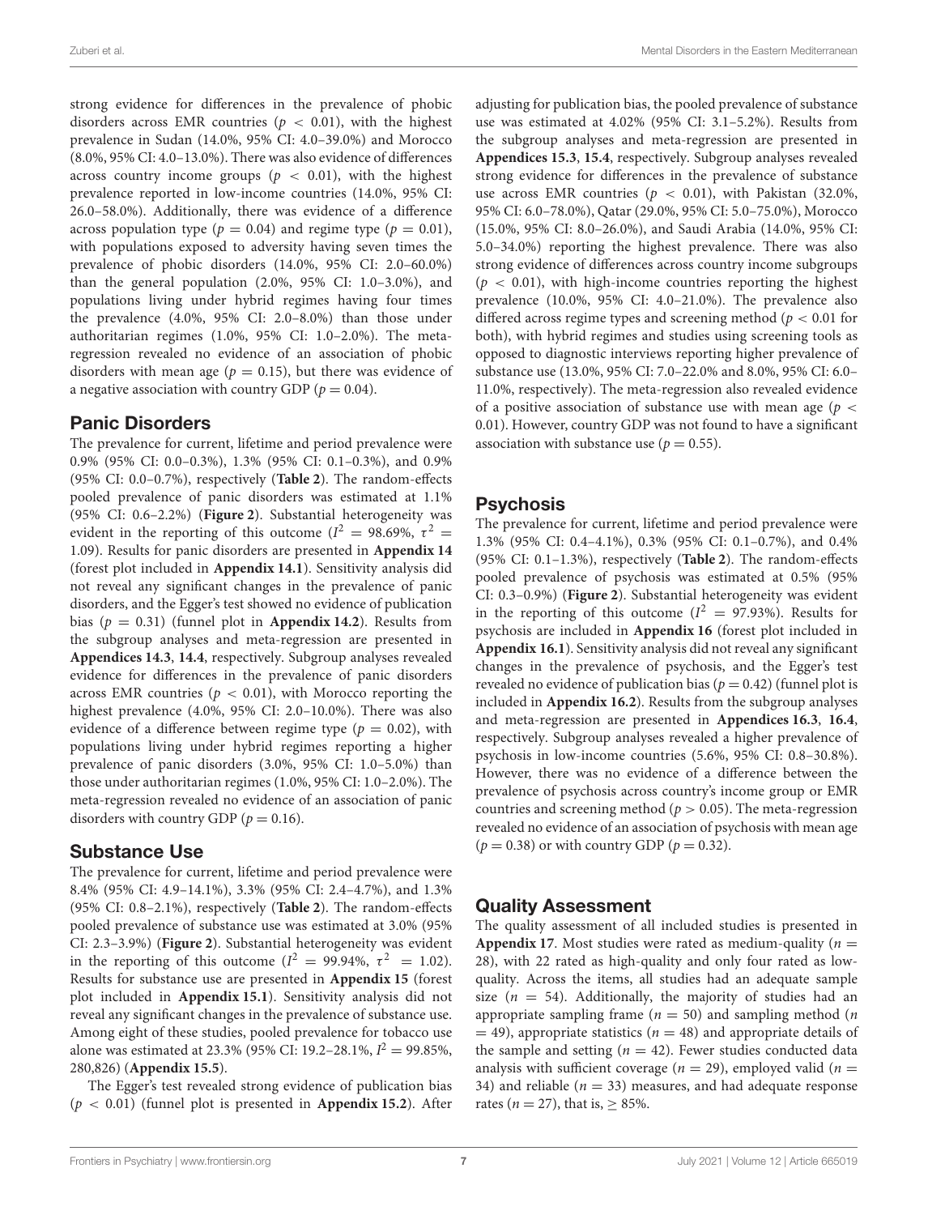strong evidence for differences in the prevalence of phobic disorders across EMR countries ($p < 0.01$), with the highest prevalence in Sudan (14.0%, 95% CI: 4.0–39.0%) and Morocco (8.0%, 95% CI: 4.0–13.0%). There was also evidence of differences across country income groups ($p < 0.01$), with the highest prevalence reported in low-income countries (14.0%, 95% CI: 26.0–58.0%). Additionally, there was evidence of a difference across population type ($p = 0.04$) and regime type ($p = 0.01$), with populations exposed to adversity having seven times the prevalence of phobic disorders (14.0%, 95% CI: 2.0–60.0%) than the general population (2.0%, 95% CI: 1.0–3.0%), and populations living under hybrid regimes having four times the prevalence (4.0%, 95% CI: 2.0–8.0%) than those under authoritarian regimes (1.0%, 95% CI: 1.0–2.0%). The meta-regression revealed no evidence of an association of phobic disorders with mean age ($p = 0.15$), but there was evidence of a negative association with country GDP ($p = 0.04$).

## Panic Disorders

The prevalence for current, lifetime and period prevalence were 0.9% (95% CI: 0.0–0.3%), 1.3% (95% CI: 0.1–0.3%), and 0.9% (95% CI: 0.0–0.7%), respectively (**Table 2**). The random-effects pooled prevalence of panic disorders was estimated at 1.1% (95% CI: 0.6–2.2%) (**Figure 2**). Substantial heterogeneity was evident in the reporting of this outcome ($I^2 = 98.69\%$, $\tau^2 = 1.09$). Results for panic disorders are presented in **Appendix 14** (forest plot included in **Appendix 14.1**). Sensitivity analysis did not reveal any significant changes in the prevalence of panic disorders, and the Egger's test showed no evidence of publication bias ($p = 0.31$) (funnel plot in **Appendix 14.2**). Results from the subgroup analyses and meta-regression are presented in **Appendices 14.3**, **14.4**, respectively. Subgroup analyses revealed evidence for differences in the prevalence of panic disorders across EMR countries ($p < 0.01$), with Morocco reporting the highest prevalence (4.0%, 95% CI: 2.0–10.0%). There was also evidence of a difference between regime type ($p = 0.02$), with populations living under hybrid regimes reporting a higher prevalence of panic disorders (3.0%, 95% CI: 1.0–5.0%) than those under authoritarian regimes (1.0%, 95% CI: 1.0–2.0%). The meta-regression revealed no evidence of an association of panic disorders with country GDP ($p = 0.16$).

## Substance Use

The prevalence for current, lifetime and period prevalence were 8.4% (95% CI: 4.9–14.1%), 3.3% (95% CI: 2.4–4.7%), and 1.3% (95% CI: 0.8–2.1%), respectively (**Table 2**). The random-effects pooled prevalence of substance use was estimated at 3.0% (95% CI: 2.3–3.9%) (**Figure 2**). Substantial heterogeneity was evident in the reporting of this outcome ($I^2 = 99.94\%$, $\tau^2 = 1.02$). Results for substance use are presented in **Appendix 15** (forest plot included in **Appendix 15.1**). Sensitivity analysis did not reveal any significant changes in the prevalence of substance use. Among eight of these studies, pooled prevalence for tobacco use alone was estimated at 23.3% (95% CI: 19.2–28.1%, $I^2 = 99.85\%$, 280,826) (**Appendix 15.5**).

The Egger's test revealed strong evidence of publication bias ($p < 0.01$) (funnel plot is presented in **Appendix 15.2**). After adjusting for publication bias, the pooled prevalence of substance use was estimated at 4.02% (95% CI: 3.1–5.2%). Results from the subgroup analyses and meta-regression are presented in **Appendices 15.3**, **15.4**, respectively. Subgroup analyses revealed strong evidence for differences in the prevalence of substance use across EMR countries ($p < 0.01$), with Pakistan (32.0%, 95% CI: 6.0–78.0%), Qatar (29.0%, 95% CI: 5.0–75.0%), Morocco (15.0%, 95% CI: 8.0–26.0%), and Saudi Arabia (14.0%, 95% CI: 5.0–34.0%) reporting the highest prevalence. There was also strong evidence of differences across country income subgroups ($p < 0.01$), with high-income countries reporting the highest prevalence (10.0%, 95% CI: 4.0–21.0%). The prevalence also differed across regime types and screening method ($p < 0.01$ for both), with hybrid regimes and studies using screening tools as opposed to diagnostic interviews reporting higher prevalence of substance use (13.0%, 95% CI: 7.0–22.0% and 8.0%, 95% CI: 6.0–11.0%, respectively). The meta-regression also revealed evidence of a positive association of substance use with mean age ($p < 0.01$). However, country GDP was not found to have a significant association with substance use ($p = 0.55$).

## Psychosis

The prevalence for current, lifetime and period prevalence were 1.3% (95% CI: 0.4–4.1%), 0.3% (95% CI: 0.1–0.7%), and 0.4% (95% CI: 0.1–1.3%), respectively (**Table 2**). The random-effects pooled prevalence of psychosis was estimated at 0.5% (95% CI: 0.3–0.9%) (**Figure 2**). Substantial heterogeneity was evident in the reporting of this outcome ($I^2 = 97.93\%$). Results for psychosis are included in **Appendix 16** (forest plot included in **Appendix 16.1**). Sensitivity analysis did not reveal any significant changes in the prevalence of psychosis, and the Egger's test revealed no evidence of publication bias ($p = 0.42$) (funnel plot is included in **Appendix 16.2**). Results from the subgroup analyses and meta-regression are presented in **Appendices 16.3**, **16.4**, respectively. Subgroup analyses revealed a higher prevalence of psychosis in low-income countries (5.6%, 95% CI: 0.8–30.8%). However, there was no evidence of a difference between the prevalence of psychosis across country's income group or EMR countries and screening method ($p > 0.05$). The meta-regression revealed no evidence of an association of psychosis with mean age ($p = 0.38$) or with country GDP ($p = 0.32$).

## Quality Assessment

The quality assessment of all included studies is presented in **Appendix 17**. Most studies were rated as medium-quality ($n = 28$), with 22 rated as high-quality and only four rated as low-quality. Across the items, all studies had an adequate sample size ($n = 54$). Additionally, the majority of studies had an appropriate sampling frame ($n = 50$) and sampling method ($n = 49$), appropriate statistics ($n = 48$) and appropriate details of the sample and setting ($n = 42$). Fewer studies conducted data analysis with sufficient coverage ($n = 29$), employed valid ($n = 34$) and reliable ($n = 33$) measures, and had adequate response rates ($n = 27$), that is, $\geq 85\%$.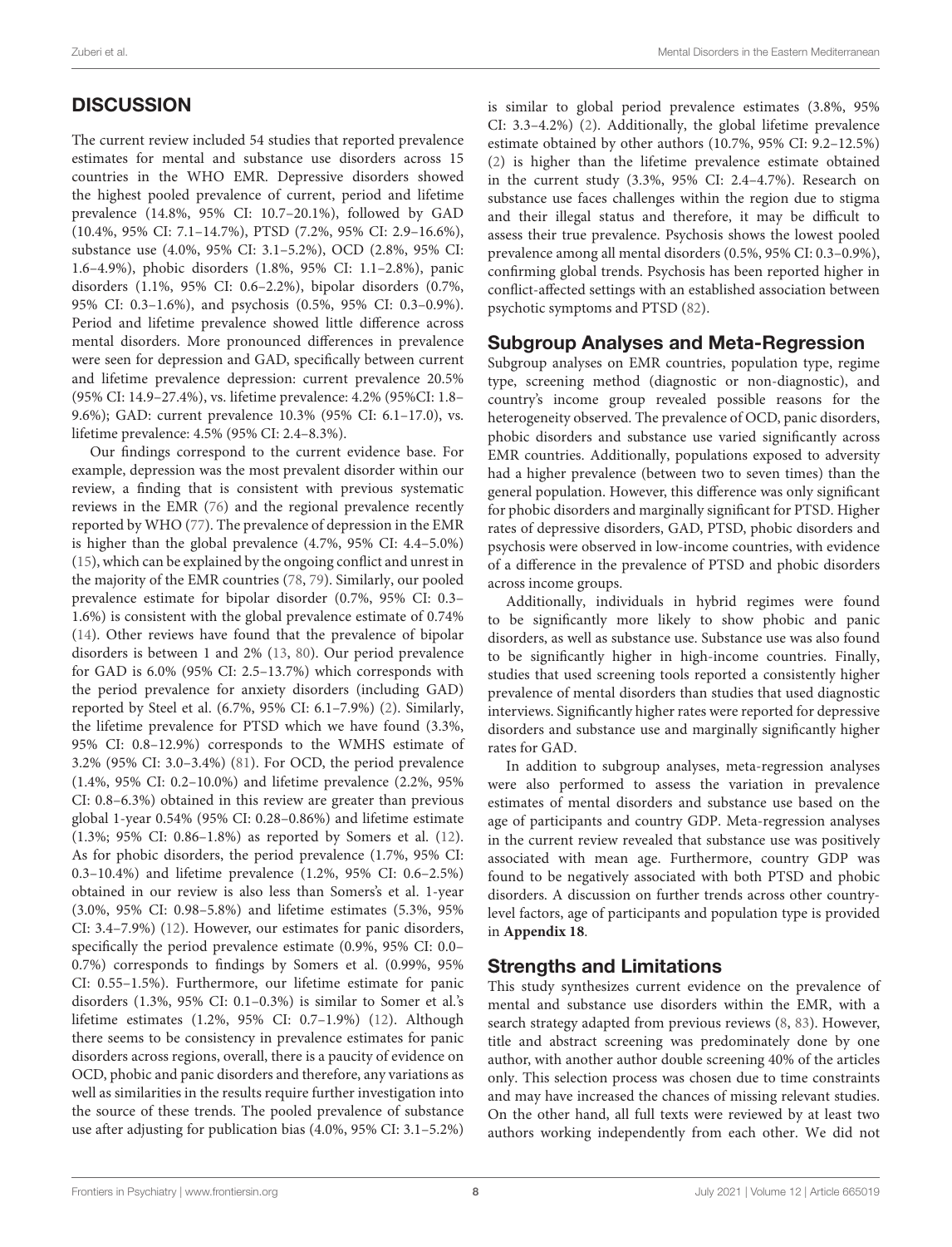## DISCUSSION

The current review included 54 studies that reported prevalence estimates for mental and substance use disorders across 15 countries in the WHO EMR. Depressive disorders showed the highest pooled prevalence of current, period and lifetime prevalence (14.8%, 95% CI: 10.7–20.1%), followed by GAD (10.4%, 95% CI: 7.1–14.7%), PTSD (7.2%, 95% CI: 2.9–16.6%), substance use (4.0%, 95% CI: 3.1–5.2%), OCD (2.8%, 95% CI: 1.6–4.9%), phobic disorders (1.8%, 95% CI: 1.1–2.8%), panic disorders (1.1%, 95% CI: 0.6–2.2%), bipolar disorders (0.7%, 95% CI: 0.3–1.6%), and psychosis (0.5%, 95% CI: 0.3–0.9%). Period and lifetime prevalence showed little difference across mental disorders. More pronounced differences in prevalence were seen for depression and GAD, specifically between current and lifetime prevalence depression: current prevalence 20.5% (95% CI: 14.9–27.4%), vs. lifetime prevalence: 4.2% (95%CI: 1.8–9.6%); GAD: current prevalence 10.3% (95% CI: 6.1–17.0), vs. lifetime prevalence: 4.5% (95% CI: 2.4–8.3%).

Our findings correspond to the current evidence base. For example, depression was the most prevalent disorder within our review, a finding that is consistent with previous systematic reviews in the EMR (76) and the regional prevalence recently reported by WHO (77). The prevalence of depression in the EMR is higher than the global prevalence (4.7%, 95% CI: 4.4–5.0%) (15), which can be explained by the ongoing conflict and unrest in the majority of the EMR countries (78, 79). Similarly, our pooled prevalence estimate for bipolar disorder (0.7%, 95% CI: 0.3–1.6%) is consistent with the global prevalence estimate of 0.74% (14). Other reviews have found that the prevalence of bipolar disorders is between 1 and 2% (13, 80). Our period prevalence for GAD is 6.0% (95% CI: 2.5–13.7%) which corresponds with the period prevalence for anxiety disorders (including GAD) reported by Steel et al. (6.7%, 95% CI: 6.1–7.9%) (2). Similarly, the lifetime prevalence for PTSD which we have found (3.3%, 95% CI: 0.8–12.9%) corresponds to the WMHS estimate of 3.2% (95% CI: 3.0–3.4%) (81). For OCD, the period prevalence (1.4%, 95% CI: 0.2–10.0%) and lifetime prevalence (2.2%, 95% CI: 0.8–6.3%) obtained in this review are greater than previous global 1-year 0.54% (95% CI: 0.28–0.86%) and lifetime estimate (1.3%; 95% CI: 0.86–1.8%) as reported by Somers et al. (12). As for phobic disorders, the period prevalence (1.7%, 95% CI: 0.3–10.4%) and lifetime prevalence (1.2%, 95% CI: 0.6–2.5%) obtained in our review is also less than Somers's et al. 1-year (3.0%, 95% CI: 0.98–5.8%) and lifetime estimates (5.3%, 95% CI: 3.4–7.9%) (12). However, our estimates for panic disorders, specifically the period prevalence estimate (0.9%, 95% CI: 0.0–0.7%) corresponds to findings by Somers et al. (0.99%, 95% CI: 0.55–1.5%). Furthermore, our lifetime estimate for panic disorders (1.3%, 95% CI: 0.1–0.3%) is similar to Somer et al.'s lifetime estimates (1.2%, 95% CI: 0.7–1.9%) (12). Although there seems to be consistency in prevalence estimates for panic disorders across regions, overall, there is a paucity of evidence on OCD, phobic and panic disorders and therefore, any variations as well as similarities in the results require further investigation into the source of these trends. The pooled prevalence of substance use after adjusting for publication bias (4.0%, 95% CI: 3.1–5.2%) is similar to global period prevalence estimates (3.8%, 95% CI: 3.3–4.2%) (2). Additionally, the global lifetime prevalence estimate obtained by other authors (10.7%, 95% CI: 9.2–12.5%) (2) is higher than the lifetime prevalence estimate obtained in the current study (3.3%, 95% CI: 2.4–4.7%). Research on substance use faces challenges within the region due to stigma and their illegal status and therefore, it may be difficult to assess their true prevalence. Psychosis shows the lowest pooled prevalence among all mental disorders (0.5%, 95% CI: 0.3–0.9%), confirming global trends. Psychosis has been reported higher in conflict-affected settings with an established association between psychotic symptoms and PTSD (82).

### Subgroup Analyses and Meta-Regression

Subgroup analyses on EMR countries, population type, regime type, screening method (diagnostic or non-diagnostic), and country's income group revealed possible reasons for the heterogeneity observed. The prevalence of OCD, panic disorders, phobic disorders and substance use varied significantly across EMR countries. Additionally, populations exposed to adversity had a higher prevalence (between two to seven times) than the general population. However, this difference was only significant for phobic disorders and marginally significant for PTSD. Higher rates of depressive disorders, GAD, PTSD, phobic disorders and psychosis were observed in low-income countries, with evidence of a difference in the prevalence of PTSD and phobic disorders across income groups.

Additionally, individuals in hybrid regimes were found to be significantly more likely to show phobic and panic disorders, as well as substance use. Substance use was also found to be significantly higher in high-income countries. Finally, studies that used screening tools reported a consistently higher prevalence of mental disorders than studies that used diagnostic interviews. Significantly higher rates were reported for depressive disorders and substance use and marginally significantly higher rates for GAD.

In addition to subgroup analyses, meta-regression analyses were also performed to assess the variation in prevalence estimates of mental disorders and substance use based on the age of participants and country GDP. Meta-regression analyses in the current review revealed that substance use was positively associated with mean age. Furthermore, country GDP was found to be negatively associated with both PTSD and phobic disorders. A discussion on further trends across other country-level factors, age of participants and population type is provided in **Appendix 18**.

### Strengths and Limitations

This study synthesizes current evidence on the prevalence of mental and substance use disorders within the EMR, with a search strategy adapted from previous reviews (8, 83). However, title and abstract screening was predominately done by one author, with another author double screening 40% of the articles only. This selection process was chosen due to time constraints and may have increased the chances of missing relevant studies. On the other hand, all full texts were reviewed by at least two authors working independently from each other. We did not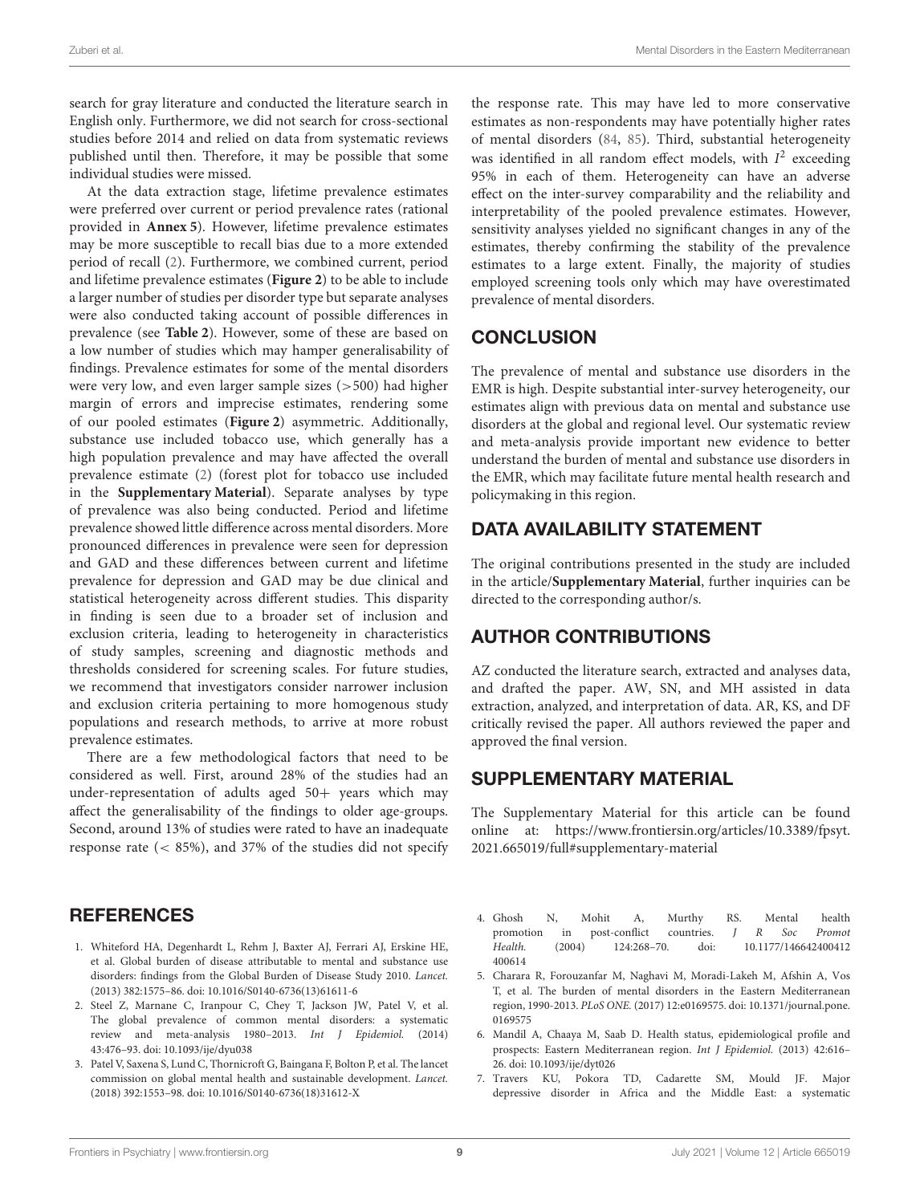search for gray literature and conducted the literature search in English only. Furthermore, we did not search for cross-sectional studies before 2014 and relied on data from systematic reviews published until then. Therefore, it may be possible that some individual studies were missed.

At the data extraction stage, lifetime prevalence estimates were preferred over current or period prevalence rates (rational provided in **Annex 5**). However, lifetime prevalence estimates may be more susceptible to recall bias due to a more extended period of recall (2). Furthermore, we combined current, period and lifetime prevalence estimates (**Figure 2**) to be able to include a larger number of studies per disorder type but separate analyses were also conducted taking account of possible differences in prevalence (see **Table 2**). However, some of these are based on a low number of studies which may hamper generalisability of findings. Prevalence estimates for some of the mental disorders were very low, and even larger sample sizes (>500) had higher margin of errors and imprecise estimates, rendering some of our pooled estimates (**Figure 2**) asymmetric. Additionally, substance use included tobacco use, which generally has a high population prevalence and may have affected the overall prevalence estimate (2) (forest plot for tobacco use included in the **Supplementary Material**). Separate analyses by type of prevalence was also being conducted. Period and lifetime prevalence showed little difference across mental disorders. More pronounced differences in prevalence were seen for depression and GAD and these differences between current and lifetime prevalence for depression and GAD may be due clinical and statistical heterogeneity across different studies. This disparity in finding is seen due to a broader set of inclusion and exclusion criteria, leading to heterogeneity in characteristics of study samples, screening and diagnostic methods and thresholds considered for screening scales. For future studies, we recommend that investigators consider narrower inclusion and exclusion criteria pertaining to more homogenous study populations and research methods, to arrive at more robust prevalence estimates.

There are a few methodological factors that need to be considered as well. First, around 28% of the studies had an under-representation of adults aged 50+ years which may affect the generalisability of the findings to older age-groups. Second, around 13% of studies were rated to have an inadequate response rate (< 85%), and 37% of the studies did not specify the response rate. This may have led to more conservative estimates as non-respondents may have potentially higher rates of mental disorders (84, 85). Third, substantial heterogeneity was identified in all random effect models, with $I^2$ exceeding 95% in each of them. Heterogeneity can have an adverse effect on the inter-survey comparability and the reliability and interpretability of the pooled prevalence estimates. However, sensitivity analyses yielded no significant changes in any of the estimates, thereby confirming the stability of the prevalence estimates to a large extent. Finally, the majority of studies employed screening tools only which may have overestimated prevalence of mental disorders.

## CONCLUSION

The prevalence of mental and substance use disorders in the EMR is high. Despite substantial inter-survey heterogeneity, our estimates align with previous data on mental and substance use disorders at the global and regional level. Our systematic review and meta-analysis provide important new evidence to better understand the burden of mental and substance use disorders in the EMR, which may facilitate future mental health research and policymaking in this region.

## DATA AVAILABILITY STATEMENT

The original contributions presented in the study are included in the article/**Supplementary Material**, further inquiries can be directed to the corresponding author/s.

## AUTHOR CONTRIBUTIONS

AZ conducted the literature search, extracted and analyses data, and drafted the paper. AW, SN, and MH assisted in data extraction, analyzed, and interpretation of data. AR, KS, and DF critically revised the paper. All authors reviewed the paper and approved the final version.

## SUPPLEMENTARY MATERIAL

The Supplementary Material for this article can be found online at: https://www.frontiersin.org/articles/10.3389/fpsyt.2021.665019/full#supplementary-material

## REFERENCES

1. Whiteford HA, Degenhardt L, Rehm J, Baxter AJ, Ferrari AJ, Erskine HE, et al. Global burden of disease attributable to mental and substance use disorders: findings from the Global Burden of Disease Study 2010. *Lancet.* (2013) 382:1575–86. doi: 10.1016/S0140-6736(13)61611-6
2. Steel Z, Marnane C, Iranpour C, Chey T, Jackson JW, Patel V, et al. The global prevalence of common mental disorders: a systematic review and meta-analysis 1980–2013. *Int J Epidemiol.* (2014) 43:476–93. doi: 10.1093/ije/dyu038
3. Patel V, Saxena S, Lund C, Thornicroft G, Baingana F, Bolton P, et al. The lancet commission on global mental health and sustainable development. *Lancet.* (2018) 392:1553–98. doi: 10.1016/S0140-6736(18)31612-X
4. Ghosh N, Mohit A, Murthy RS. Mental health promotion in post-conflict countries. *J R Soc Promot Health.* (2004) 124:268–70. doi: 10.1177/146642400412400614
5. Charara R, Forouzanfar M, Naghavi M, Moradi-Lakeh M, Afshin A, Vos T, et al. The burden of mental disorders in the Eastern Mediterranean region, 1990-2013. *PLoS ONE.* (2017) 12:e0169575. doi: 10.1371/journal.pone.0169575
6. Mandil A, Chaaya M, Saab D. Health status, epidemiological profile and prospects: Eastern Mediterranean region. *Int J Epidemiol.* (2013) 42:616–26. doi: 10.1093/ije/dyt026
7. Travers KU, Pokora TD, Cadarette SM, Mould JF. Major depressive disorder in Africa and the Middle East: a systematic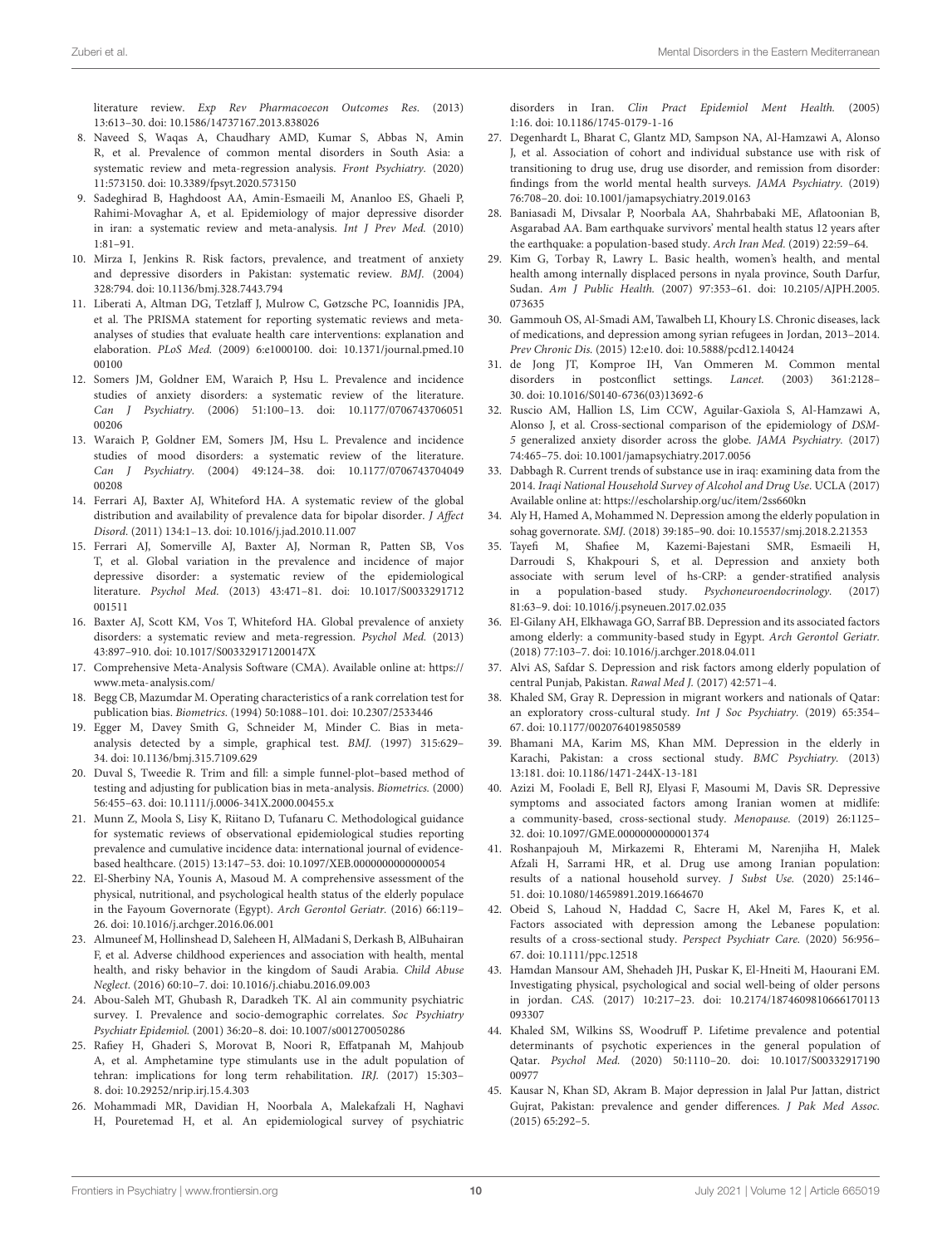literature review. *Exp Rev Pharmacoecon Outcomes Res.* (2013) 13:613–30. doi: 10.1586/14737167.2013.838026

8. Naveed S, Waqas A, Chaudhary AMD, Kumar S, Abbas N, Amin R, et al. Prevalence of common mental disorders in South Asia: a systematic review and meta-regression analysis. *Front Psychiatry.* (2020) 11:573150. doi: 10.3389/fpsyt.2020.573150
9. Sadeghirad B, Haghdoost AA, Amin-Esmaeili M, Ananloo ES, Ghaeli P, Rahimi-Movaghar A, et al. Epidemiology of major depressive disorder in iran: a systematic review and meta-analysis. *Int J Prev Med.* (2010) 1:81–91.
10. Mirza I, Jenkins R. Risk factors, prevalence, and treatment of anxiety and depressive disorders in Pakistan: systematic review. *BMJ.* (2004) 328:794. doi: 10.1136/bmj.328.7443.794
11. Liberati A, Altman DG, Tetzlaff J, Mulrow C, Gøtzsche PC, Ioannidis JPA, et al. The PRISMA statement for reporting systematic reviews and meta-analyses of studies that evaluate health care interventions: explanation and elaboration. *PLoS Med.* (2009) 6:e1000100. doi: 10.1371/journal.pmed.1000100
12. Somers JM, Goldner EM, Waraich P, Hsu L. Prevalence and incidence studies of anxiety disorders: a systematic review of the literature. *Can J Psychiatry.* (2006) 51:100–13. doi: 10.1177/070674370605100206
13. Waraich P, Goldner EM, Somers JM, Hsu L. Prevalence and incidence studies of mood disorders: a systematic review of the literature. *Can J Psychiatry.* (2004) 49:124–38. doi: 10.1177/070674370404900208
14. Ferrari AJ, Baxter AJ, Whiteford HA. A systematic review of the global distribution and availability of prevalence data for bipolar disorder. *J Affect Disord.* (2011) 134:1–13. doi: 10.1016/j.jad.2010.11.007
15. Ferrari AJ, Somerville AJ, Baxter AJ, Norman R, Patten SB, Vos T, et al. Global variation in the prevalence and incidence of major depressive disorder: a systematic review of the epidemiological literature. *Psychol Med.* (2013) 43:471–81. doi: 10.1017/S0033291712001511
16. Baxter AJ, Scott KM, Vos T, Whiteford HA. Global prevalence of anxiety disorders: a systematic review and meta-regression. *Psychol Med.* (2013) 43:897–910. doi: 10.1017/S003329171200147X
17. Comprehensive Meta-Analysis Software (CMA). Available online at: https://www.meta-analysis.com/
18. Begg CB, Mazumdar M. Operating characteristics of a rank correlation test for publication bias. *Biometrics.* (1994) 50:1088–101. doi: 10.2307/2533446
19. Egger M, Davey Smith G, Schneider M, Minder C. Bias in meta-analysis detected by a simple, graphical test. *BMJ.* (1997) 315:629–34. doi: 10.1136/bmj.315.7109.629
20. Duval S, Tweedie R. Trim and fill: a simple funnel-plot–based method of testing and adjusting for publication bias in meta-analysis. *Biometrics.* (2000) 56:455–63. doi: 10.1111/j.0006-341X.2000.00455.x
21. Munn Z, Moola S, Lisy K, Riitano D, Tufanaru C. Methodological guidance for systematic reviews of observational epidemiological studies reporting prevalence and cumulative incidence data: international journal of evidence-based healthcare. (2015) 13:147–53. doi: 10.1097/XEB.0000000000000054
22. El-Sherbiny NA, Younis A, Masoud M. A comprehensive assessment of the physical, nutritional, and psychological health status of the elderly populace in the Fayoum Governorate (Egypt). *Arch Gerontol Geriatr.* (2016) 66:119–26. doi: 10.1016/j.archger.2016.06.001
23. Almuneef M, Hollinshead D, Saleheen H, AlMadani S, Derkash B, AlBuhairan F, et al. Adverse childhood experiences and association with health, mental health, and risky behavior in the kingdom of Saudi Arabia. *Child Abuse Neglect.* (2016) 60:10–7. doi: 10.1016/j.chiabu.2016.09.003
24. Abou-Saleh MT, Ghubash R, Daradkeh TK. Al ain community psychiatric survey. I. Prevalence and socio-demographic correlates. *Soc Psychiatry Psychiatr Epidemiol.* (2001) 36:20–8. doi: 10.1007/s001270050286
25. Rafiey H, Ghaderi S, Morovat B, Noori R, Effatpanah M, Mahjoub A, et al. Amphetamine type stimulants use in the adult population of tehran: implications for long term rehabilitation. *IRJ.* (2017) 15:303–8. doi: 10.29252/nrip.irj.15.4.303
26. Mohammadi MR, Davidian H, Noorbala A, Malekafzali H, Naghavi H, Pouretemad H, et al. An epidemiological survey of psychiatric disorders in Iran. *Clin Pract Epidemiol Ment Health.* (2005) 1:16. doi: 10.1186/1745-0179-1-16
27. Degenhardt L, Bharat C, Glantz MD, Sampson NA, Al-Hamzawi A, Alonso J, et al. Association of cohort and individual substance use with risk of transitioning to drug use, drug use disorder, and remission from disorder: findings from the world mental health surveys. *JAMA Psychiatry.* (2019) 76:708–20. doi: 10.1001/jamapsychiatry.2019.0163
28. Baniasadi M, Divsalar P, Noorbala AA, Shahrbabaki ME, Aflatoonian B, Asgarabad AA. Bam earthquake survivors' mental health status 12 years after the earthquake: a population-based study. *Arch Iran Med.* (2019) 22:59–64.
29. Kim G, Torbay R, Lawry L. Basic health, women's health, and mental health among internally displaced persons in nyala province, South Darfur, Sudan. *Am J Public Health.* (2007) 97:353–61. doi: 10.2105/AJPH.2005.073635
30. Gammouh OS, Al-Smadi AM, Tawalbeh LI, Khoury LS. Chronic diseases, lack of medications, and depression among syrian refugees in Jordan, 2013–2014. *Prev Chronic Dis.* (2015) 12:e10. doi: 10.5888/pcd12.140424
31. de Jong JT, Komproe IH, Van Ommeren M. Common mental disorders in postconflict settings. *Lancet.* (2003) 361:2128–30. doi: 10.1016/S0140-6736(03)13692-6
32. Ruscio AM, Hallion LS, Lim CCW, Aguilar-Gaxiola S, Al-Hamzawi A, Alonso J, et al. Cross-sectional comparison of the epidemiology of *DSM-5* generalized anxiety disorder across the globe. *JAMA Psychiatry.* (2017) 74:465–75. doi: 10.1001/jamapsychiatry.2017.0056
33. Dabbagh R. Current trends of substance use in iraq: examining data from the 2014. *Iraqi National Household Survey of Alcohol and Drug Use.* UCLA (2017) Available online at: https://escholarship.org/uc/item/2ss660kn
34. Aly H, Hamed A, Mohammed N. Depression among the elderly population in sohag governorate. *SMJ.* (2018) 39:185–90. doi: 10.15537/smj.2018.2.21353
35. Tayefi M, Shafiee M, Kazemi-Bajestani SMR, Esmaeili H, Darroudi S, Khakpouri S, et al. Depression and anxiety both associate with serum level of hs-CRP: a gender-stratified analysis in a population-based study. *Psychoneuroendocrinology.* (2017) 81:63–9. doi: 10.1016/j.psyneuen.2017.02.035
36. El-Gilany AH, Elkhawaga GO, Sarraf BB. Depression and its associated factors among elderly: a community-based study in Egypt. *Arch Gerontol Geriatr.* (2018) 77:103–7. doi: 10.1016/j.archger.2018.04.011
37. Alvi AS, Safdar S. Depression and risk factors among elderly population of central Punjab, Pakistan. *Rawal Med J.* (2017) 42:571–4.
38. Khaled SM, Gray R. Depression in migrant workers and nationals of Qatar: an exploratory cross-cultural study. *Int J Soc Psychiatry.* (2019) 65:354–67. doi: 10.1177/0020764019850589
39. Bhamani MA, Karim MS, Khan MM. Depression in the elderly in Karachi, Pakistan: a cross sectional study. *BMC Psychiatry.* (2013) 13:181. doi: 10.1186/1471-244X-13-181
40. Azizi M, Fooladi E, Bell RJ, Elyasi F, Masoumi M, Davis SR. Depressive symptoms and associated factors among Iranian women at midlife: a community-based, cross-sectional study. *Menopause.* (2019) 26:1125–32. doi: 10.1097/GME.0000000000001374
41. Roshanpajouh M, Mirkazemi R, Ehterami M, Narenjiha H, Malek Afzali H, Sarrami HR, et al. Drug use among Iranian population: results of a national household survey. *J Subst Use.* (2020) 25:146–51. doi: 10.1080/14659891.2019.1664670
42. Obeid S, Lahoud N, Haddad C, Sacre H, Akel M, Fares K, et al. Factors associated with depression among the Lebanese population: results of a cross-sectional study. *Perspect Psychiatr Care.* (2020) 56:956–67. doi: 10.1111/ppc.12518
43. Hamdan Mansour AM, Shehadeh JH, Puskar K, El-Hneiti M, Haourani EM. Investigating physical, psychological and social well-being of older persons in jordan. *CAS.* (2017) 10:217–23. doi: 10.2174/1874609810666170113093307
44. Khaled SM, Wilkins SS, Woodruff P. Lifetime prevalence and potential determinants of psychotic experiences in the general population of Qatar. *Psychol Med.* (2020) 50:1110–20. doi: 10.1017/S0033291719000977
45. Kausar N, Khan SD, Akram B. Major depression in Jalal Pur Jattan, district Gujrat, Pakistan: prevalence and gender differences. *J Pak Med Assoc.* (2015) 65:292–5.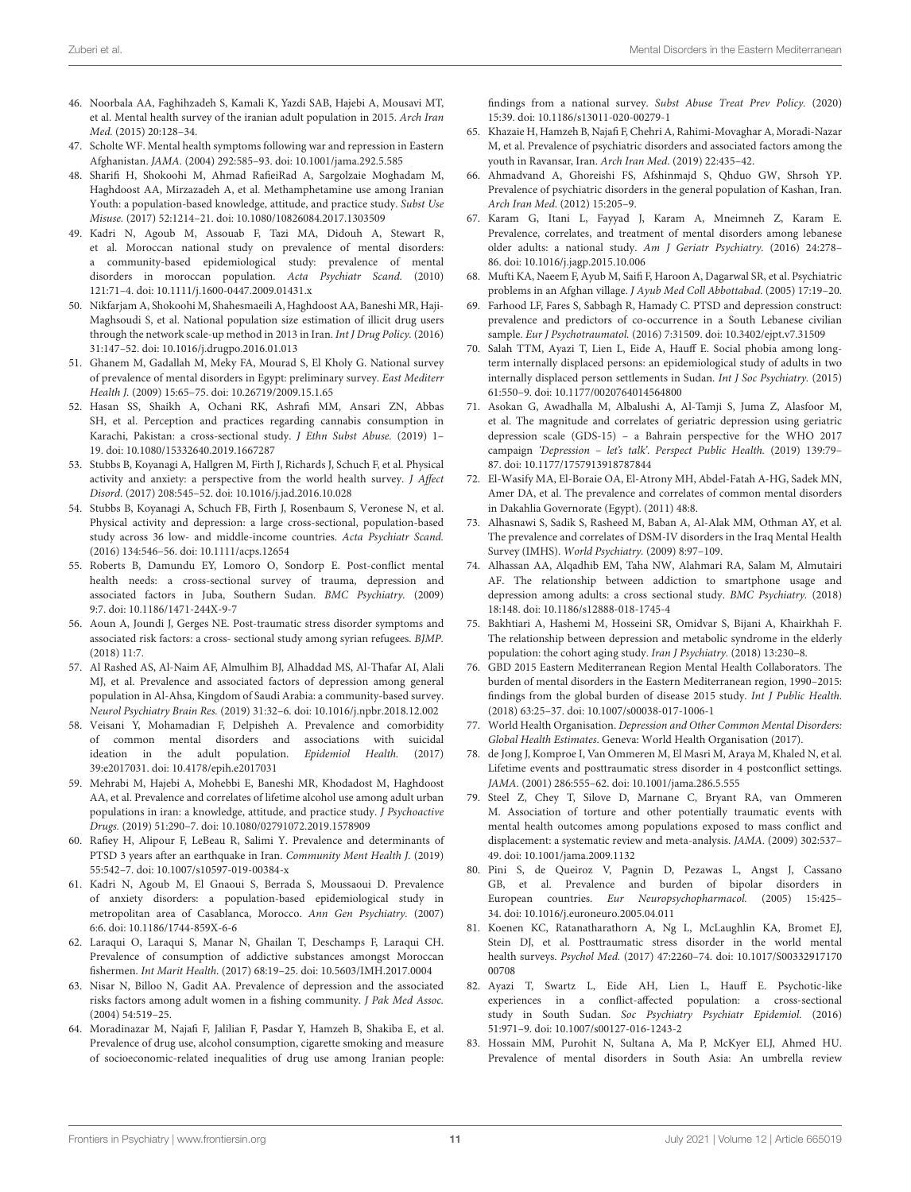46. Noorbala AA, Faghihzadeh S, Kamali K, Yazdi SAB, Hajebi A, Mousavi MT, et al. Mental health survey of the iranian adult population in 2015. *Arch Iran Med.* (2015) 20:128–34.
47. Scholte WF. Mental health symptoms following war and repression in Eastern Afghanistan. *JAMA.* (2004) 292:585–93. doi: 10.1001/jama.292.5.585
48. Sharifi H, Shokoohi M, Ahmad RafieiRad A, Sargolzaie Moghadam M, Haghdoost AA, Mirzazadeh A, et al. Methamphetamine use among Iranian Youth: a population-based knowledge, attitude, and practice study. *Subst Use Misuse.* (2017) 52:1214–21. doi: 10.1080/10826084.2017.1303509
49. Kadri N, Agoub M, Assouab F, Tazi MA, Didouh A, Stewart R, et al. Moroccan national study on prevalence of mental disorders: a community-based epidemiological study: prevalence of mental disorders in moroccan population. *Acta Psychiatr Scand.* (2010) 121:71–4. doi: 10.1111/j.1600-0447.2009.01431.x
50. Nikfarjam A, Shokoohi M, Shahesmaeili A, Haghdoost AA, Baneshi MR, Haji-Maghsoudi S, et al. National population size estimation of illicit drug users through the network scale-up method in 2013 in Iran. *Int J Drug Policy.* (2016) 31:147–52. doi: 10.1016/j.drugpo.2016.01.013
51. Ghanem M, Gadallah M, Meky FA, Mourad S, El Kholy G. National survey of prevalence of mental disorders in Egypt: preliminary survey. *East Mediterr Health J.* (2009) 15:65–75. doi: 10.26719/2009.15.1.65
52. Hasan SS, Shaikh A, Ochani RK, Ashrafi MM, Ansari ZN, Abbas SH, et al. Perception and practices regarding cannabis consumption in Karachi, Pakistan: a cross-sectional study. *J Ethn Subst Abuse.* (2019) 1–19. doi: 10.1080/15332640.2019.1667287
53. Stubbs B, Koyanagi A, Hallgren M, Firth J, Richards J, Schuch F, et al. Physical activity and anxiety: a perspective from the world health survey. *J Affect Disord.* (2017) 208:545–52. doi: 10.1016/j.jad.2016.10.028
54. Stubbs B, Koyanagi A, Schuch FB, Firth J, Rosenbaum S, Veronese N, et al. Physical activity and depression: a large cross-sectional, population-based study across 36 low- and middle-income countries. *Acta Psychiatr Scand.* (2016) 134:546–56. doi: 10.1111/acps.12654
55. Roberts B, Damundu EY, Lomoro O, Sondorp E. Post-conflict mental health needs: a cross-sectional survey of trauma, depression and associated factors in Juba, Southern Sudan. *BMC Psychiatry.* (2009) 9:7. doi: 10.1186/1471-244X-9-7
56. Aoun A, Joundi J, Gerges NE. Post-traumatic stress disorder symptoms and associated risk factors: a cross- sectional study among syrian refugees. *BJMP.* (2018) 11:7.
57. Al Rashed AS, Al-Naim AF, Almulhim BJ, Alhaddad MS, Al-Thafar AI, Alali MJ, et al. Prevalence and associated factors of depression among general population in Al-Ahsa, Kingdom of Saudi Arabia: a community-based survey. *Neurol Psychiatry Brain Res.* (2019) 31:32–6. doi: 10.1016/j.npbr.2018.12.002
58. Veisani Y, Mohamadian F, Delpisheh A. Prevalence and comorbidity of common mental disorders and associations with suicidal ideation in the adult population. *Epidemiol Health.* (2017) 39:e2017031. doi: 10.4178/epih.e2017031
59. Mehrabi M, Hajebi A, Mohebbi E, Baneshi MR, Khodadost M, Haghdoost AA, et al. Prevalence and correlates of lifetime alcohol use among adult urban populations in iran: a knowledge, attitude, and practice study. *J Psychoactive Drugs.* (2019) 51:290–7. doi: 10.1080/02791072.2019.1578909
60. Rafiey H, Alipour F, LeBeau R, Salimi Y. Prevalence and determinants of PTSD 3 years after an earthquake in Iran. *Community Ment Health J.* (2019) 55:542–7. doi: 10.1007/s10597-019-00384-x
61. Kadri N, Agoub M, El Gnaoui S, Berrada S, Moussaoui D. Prevalence of anxiety disorders: a population-based epidemiological study in metropolitan area of Casablanca, Morocco. *Ann Gen Psychiatry.* (2007) 6:6. doi: 10.1186/1744-859X-6-6
62. Laraqui O, Laraqui S, Manar N, Ghailan T, Deschamps F, Laraqui CH. Prevalence of consumption of addictive substances amongst Moroccan fishermen. *Int Marit Health.* (2017) 68:19–25. doi: 10.5603/IMH.2017.0004
63. Nisar N, Billoo N, Gadit AA. Prevalence of depression and the associated risks factors among adult women in a fishing community. *J Pak Med Assoc.* (2004) 54:519–25.
64. Moradinazar M, Najafi F, Jalilian F, Pasdar Y, Hamzeh B, Shakiba E, et al. Prevalence of drug use, alcohol consumption, cigarette smoking and measure of socioeconomic-related inequalities of drug use among Iranian people: findings from a national survey. *Subst Abuse Treat Prev Policy.* (2020) 15:39. doi: 10.1186/s13011-020-00279-1
65. Khazaie H, Hamzeh B, Najafi F, Chehri A, Rahimi-Movaghar A, Moradi-Nazar M, et al. Prevalence of psychiatric disorders and associated factors among the youth in Ravansar, Iran. *Arch Iran Med.* (2019) 22:435–42.
66. Ahmadvand A, Ghoreishi FS, Afshinmajd S, Qhduo GW, Shrsoh YP. Prevalence of psychiatric disorders in the general population of Kashan, Iran. *Arch Iran Med.* (2012) 15:205–9.
67. Karam G, Itani L, Fayyad J, Karam A, Mneimneh Z, Karam E. Prevalence, correlates, and treatment of mental disorders among lebanese older adults: a national study. *Am J Geriatr Psychiatry.* (2016) 24:278–86. doi: 10.1016/j.jagp.2015.10.006
68. Mufti KA, Naeem F, Ayub M, Saifi F, Haroon A, Dagarwal SR, et al. Psychiatric problems in an Afghan village. *J Ayub Med Coll Abbottabad.* (2005) 17:19–20.
69. Farhood LF, Fares S, Sabbagh R, Hamady C. PTSD and depression construct: prevalence and predictors of co-occurrence in a South Lebanese civilian sample. *Eur J Psychotraumatol.* (2016) 7:31509. doi: 10.3402/ejpt.v7.31509
70. Salah TTM, Ayazi T, Lien L, Eide A, Hauff E. Social phobia among long-term internally displaced persons: an epidemiological study of adults in two internally displaced person settlements in Sudan. *Int J Soc Psychiatry.* (2015) 61:550–9. doi: 10.1177/0020764014564800
71. Asokan G, Awadhalla M, Albalushi A, Al-Tamji S, Juma Z, Alasfoor M, et al. The magnitude and correlates of geriatric depression using geriatric depression scale (GDS-15) – a Bahrain perspective for the WHO 2017 campaign *'Depression – let's talk'*. *Perspect Public Health.* (2019) 139:79–87. doi: 10.1177/1757913918787844
72. El-Wasify MA, El-Boraie OA, El-Atrony MH, Abdel-Fatah A-HG, Sadek MN, Amer DA, et al. The prevalence and correlates of common mental disorders in Dakahlia Governorate (Egypt). (2011) 48:8.
73. Alhasnawi S, Sadik S, Rasheed M, Baban A, Al-Alak MM, Othman AY, et al. The prevalence and correlates of DSM-IV disorders in the Iraq Mental Health Survey (IMHS). *World Psychiatry.* (2009) 8:97–109.
74. Alhassan AA, Alqadhib EM, Taha NW, Alahmari RA, Salam M, Almutairi AF. The relationship between addiction to smartphone usage and depression among adults: a cross sectional study. *BMC Psychiatry.* (2018) 18:148. doi: 10.1186/s12888-018-1745-4
75. Bakhtiari A, Hashemi M, Hosseini SR, Omidvar S, Bijani A, Khairkhah F. The relationship between depression and metabolic syndrome in the elderly population: the cohort aging study. *Iran J Psychiatry.* (2018) 13:230–8.
76. GBD 2015 Eastern Mediterranean Region Mental Health Collaborators. The burden of mental disorders in the Eastern Mediterranean region, 1990–2015: findings from the global burden of disease 2015 study. *Int J Public Health.* (2018) 63:25–37. doi: 10.1007/s00038-017-1006-1
77. World Health Organisation. *Depression and Other Common Mental Disorders: Global Health Estimates*. Geneva: World Health Organisation (2017).
78. de Jong J, Komproe I, Van Ommeren M, El Masri M, Araya M, Khaled N, et al. Lifetime events and posttraumatic stress disorder in 4 postconflict settings. *JAMA.* (2001) 286:555–62. doi: 10.1001/jama.286.5.555
79. Steel Z, Chey T, Silove D, Marnane C, Bryant RA, van Ommeren M. Association of torture and other potentially traumatic events with mental health outcomes among populations exposed to mass conflict and displacement: a systematic review and meta-analysis. *JAMA.* (2009) 302:537–49. doi: 10.1001/jama.2009.1132
80. Pini S, de Queiroz V, Pagnin D, Pezawas L, Angst J, Cassano GB, et al. Prevalence and burden of bipolar disorders in European countries. *Eur Neuropsychopharmacol.* (2005) 15:425–34. doi: 10.1016/j.euroneuro.2005.04.011
81. Koenen KC, Ratanatharathorn A, Ng L, McLaughlin KA, Bromet EJ, Stein DJ, et al. Posttraumatic stress disorder in the world mental health surveys. *Psychol Med.* (2017) 47:2260–74. doi: 10.1017/S0033291717000708
82. Ayazi T, Swartz L, Eide AH, Lien L, Hauff E. Psychotic-like experiences in a conflict-affected population: a cross-sectional study in South Sudan. *Soc Psychiatry Psychiatr Epidemiol.* (2016) 51:971–9. doi: 10.1007/s00127-016-1243-2
83. Hossain MM, Purohit N, Sultana A, Ma P, McKyer ELJ, Ahmed HU. Prevalence of mental disorders in South Asia: An umbrella review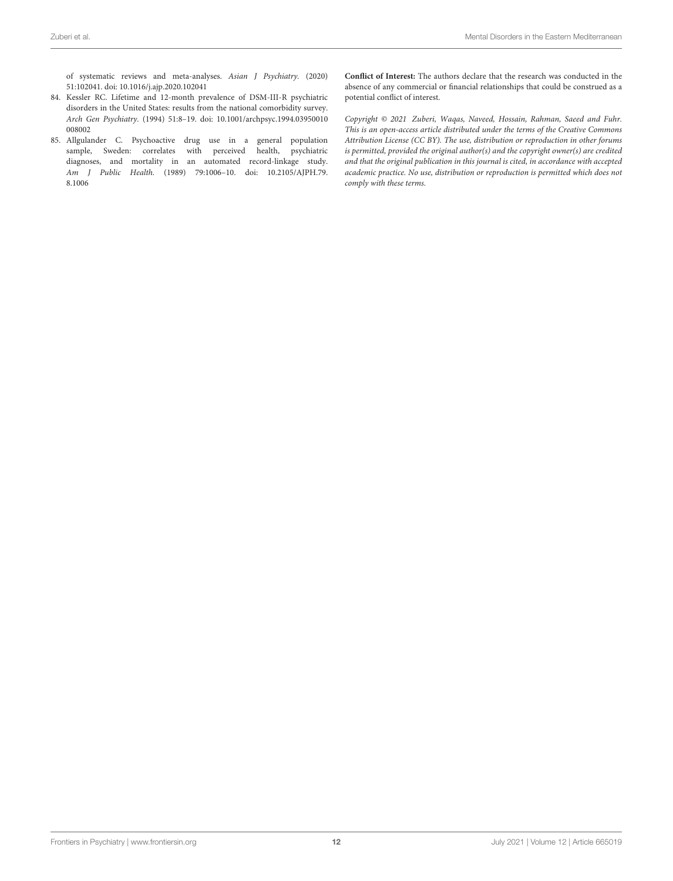of systematic reviews and meta-analyses. *Asian J Psychiatry*. (2020) 51:102041. doi: 10.1016/j.ajp.2020.102041

84. Kessler RC. Lifetime and 12-month prevalence of DSM-III-R psychiatric disorders in the United States: results from the national comorbidity survey. *Arch Gen Psychiatry*. (1994) 51:8–19. doi: 10.1001/archpsyc.1994.03950010008002

85. Allgulander C. Psychoactive drug use in a general population sample, Sweden: correlates with perceived health, psychiatric diagnoses, and mortality in an automated record-linkage study. *Am J Public Health*. (1989) 79:1006–10. doi: 10.2105/AJPH.79.8.1006

**Conflict of Interest:** The authors declare that the research was conducted in the absence of any commercial or financial relationships that could be construed as a potential conflict of interest.

*Copyright © 2021 Zuberi, Waqas, Naveed, Hossain, Rahman, Saeed and Fuhr. This is an open-access article distributed under the terms of the Creative Commons Attribution License (CC BY). The use, distribution or reproduction in other forums is permitted, provided the original author(s) and the copyright owner(s) are credited and that the original publication in this journal is cited, in accordance with accepted academic practice. No use, distribution or reproduction is permitted which does not comply with these terms.*